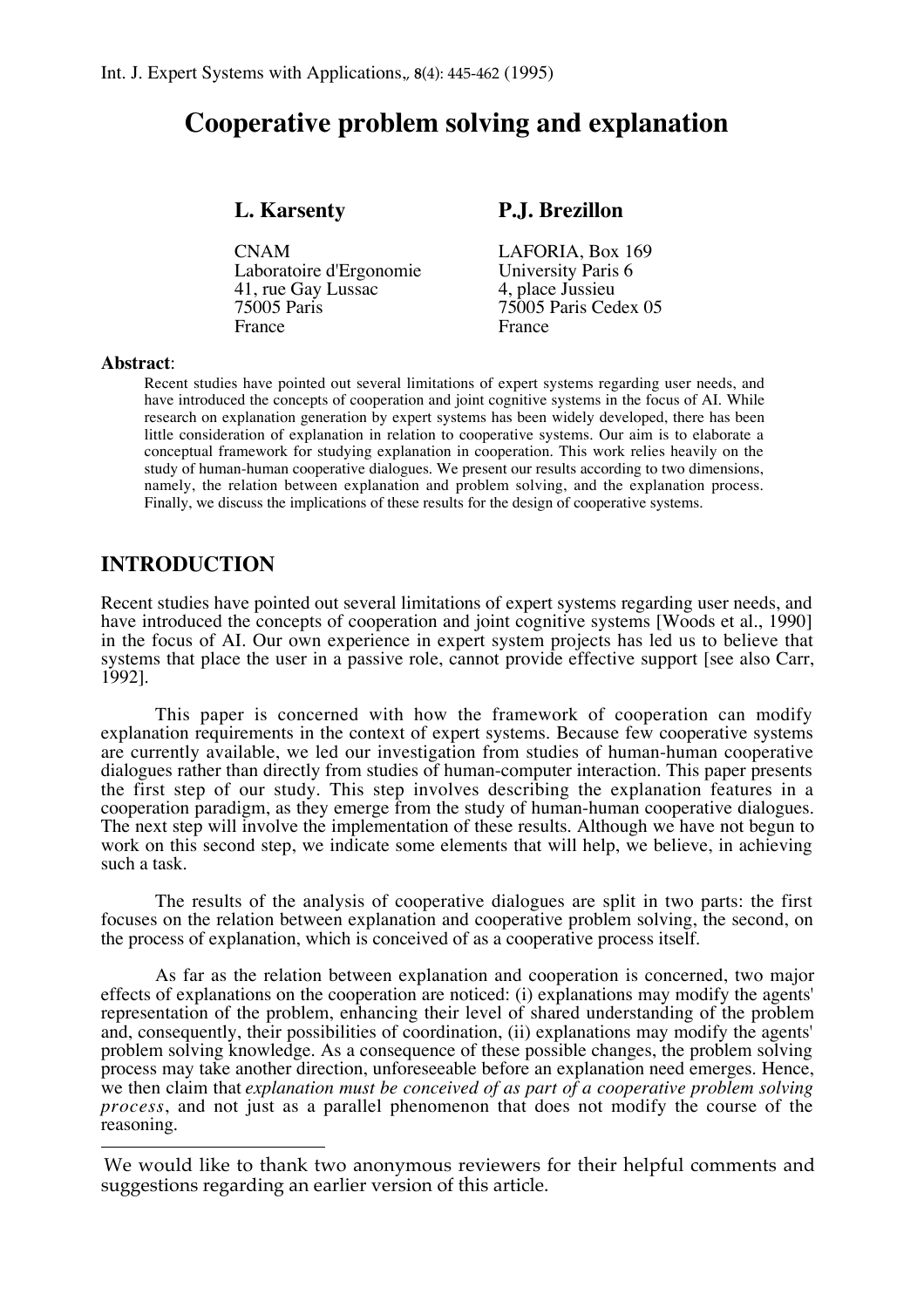Int. J. Expert Systems with Applications, 8(4): 445-462 (1995)

# Cooperative problem solving and explanation

**L. Karsenty**

CNAM
Laboratoire d'Ergonomie
41, rue Gay Lussac
75005 Paris
France

**P.J. Brezillon**

LAFORIA, Box 169
University Paris 6
4, place Jussieu
75005 Paris Cedex 05
France

**Abstract**:

Recent studies have pointed out several limitations of expert systems regarding user needs, and have introduced the concepts of cooperation and joint cognitive systems in the focus of AI. While research on explanation generation by expert systems has been widely developed, there has been little consideration of explanation in relation to cooperative systems. Our aim is to elaborate a conceptual framework for studying explanation in cooperation. This work relies heavily on the study of human-human cooperative dialogues. We present our results according to two dimensions, namely, the relation between explanation and problem solving, and the explanation process. Finally, we discuss the implications of these results for the design of cooperative systems.

## INTRODUCTION

Recent studies have pointed out several limitations of expert systems regarding user needs, and have introduced the concepts of cooperation and joint cognitive systems [Woods et al., 1990] in the focus of AI. Our own experience in expert system projects has led us to believe that systems that place the user in a passive role, cannot provide effective support [see also Carr, 1992].

This paper is concerned with how the framework of cooperation can modify explanation requirements in the context of expert systems. Because few cooperative systems are currently available, we led our investigation from studies of human-human cooperative dialogues rather than directly from studies of human-computer interaction. This paper presents the first step of our study. This step involves describing the explanation features in a cooperation paradigm, as they emerge from the study of human-human cooperative dialogues. The next step will involve the implementation of these results. Although we have not begun to work on this second step, we indicate some elements that will help, we believe, in achieving such a task.

The results of the analysis of cooperative dialogues are split in two parts: the first focuses on the relation between explanation and cooperative problem solving, the second, on the process of explanation, which is conceived of as a cooperative process itself.

As far as the relation between explanation and cooperation is concerned, two major effects of explanations on the cooperation are noticed: (i) explanations may modify the agents' representation of the problem, enhancing their level of shared understanding of the problem and, consequently, their possibilities of coordination, (ii) explanations may modify the agents' problem solving knowledge. As a consequence of these possible changes, the problem solving process may take another direction, unforeseeable before an explanation need emerges. Hence, we then claim that *explanation must be conceived of as part of a cooperative problem solving process*, and not just as a parallel phenomenon that does not modify the course of the reasoning.

---

We would like to thank two anonymous reviewers for their helpful comments and suggestions regarding an earlier version of this article.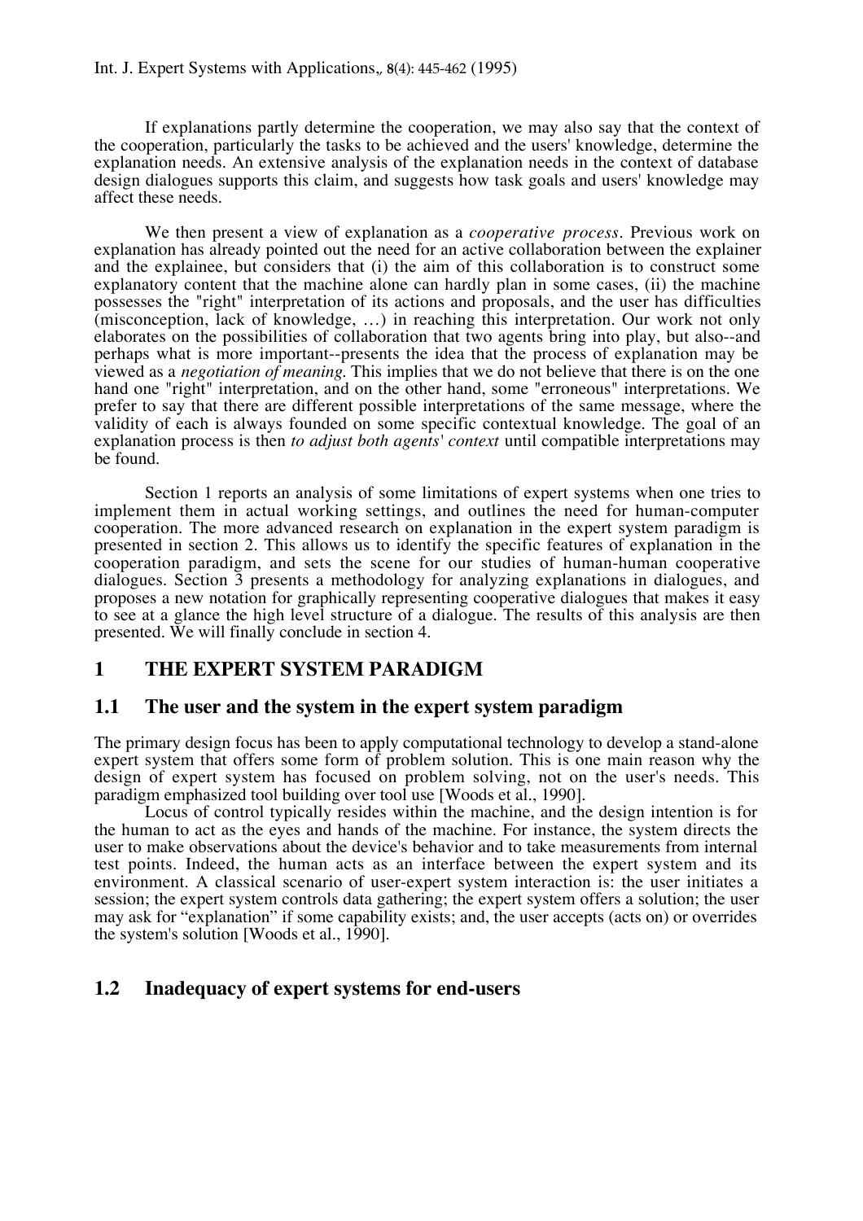If explanations partly determine the cooperation, we may also say that the context of the cooperation, particularly the tasks to be achieved and the users' knowledge, determine the explanation needs. An extensive analysis of the explanation needs in the context of database design dialogues supports this claim, and suggests how task goals and users' knowledge may affect these needs.

We then present a view of explanation as a *cooperative process*. Previous work on explanation has already pointed out the need for an active collaboration between the explainer and the explainee, but considers that (i) the aim of this collaboration is to construct some explanatory content that the machine alone can hardly plan in some cases, (ii) the machine possesses the "right" interpretation of its actions and proposals, and the user has difficulties (misconception, lack of knowledge, …) in reaching this interpretation. Our work not only elaborates on the possibilities of collaboration that two agents bring into play, but also--and perhaps what is more important--presents the idea that the process of explanation may be viewed as a *negotiation of meaning*. This implies that we do not believe that there is on the one hand one "right" interpretation, and on the other hand, some "erroneous" interpretations. We prefer to say that there are different possible interpretations of the same message, where the validity of each is always founded on some specific contextual knowledge. The goal of an explanation process is then *to adjust both agents' context* until compatible interpretations may be found.

Section 1 reports an analysis of some limitations of expert systems when one tries to implement them in actual working settings, and outlines the need for human-computer cooperation. The more advanced research on explanation in the expert system paradigm is presented in section 2. This allows us to identify the specific features of explanation in the cooperation paradigm, and sets the scene for our studies of human-human cooperative dialogues. Section 3 presents a methodology for analyzing explanations in dialogues, and proposes a new notation for graphically representing cooperative dialogues that makes it easy to see at a glance the high level structure of a dialogue. The results of this analysis are then presented. We will finally conclude in section 4.

# 1 THE EXPERT SYSTEM PARADIGM

## 1.1 The user and the system in the expert system paradigm

The primary design focus has been to apply computational technology to develop a stand-alone expert system that offers some form of problem solution. This is one main reason why the design of expert system has focused on problem solving, not on the user's needs. This paradigm emphasized tool building over tool use [Woods et al., 1990].

Locus of control typically resides within the machine, and the design intention is for the human to act as the eyes and hands of the machine. For instance, the system directs the user to make observations about the device's behavior and to take measurements from internal test points. Indeed, the human acts as an interface between the expert system and its environment. A classical scenario of user-expert system interaction is: the user initiates a session; the expert system controls data gathering; the expert system offers a solution; the user may ask for "explanation" if some capability exists; and, the user accepts (acts on) or overrides the system's solution [Woods et al., 1990].

## 1.2 Inadequacy of expert systems for end-users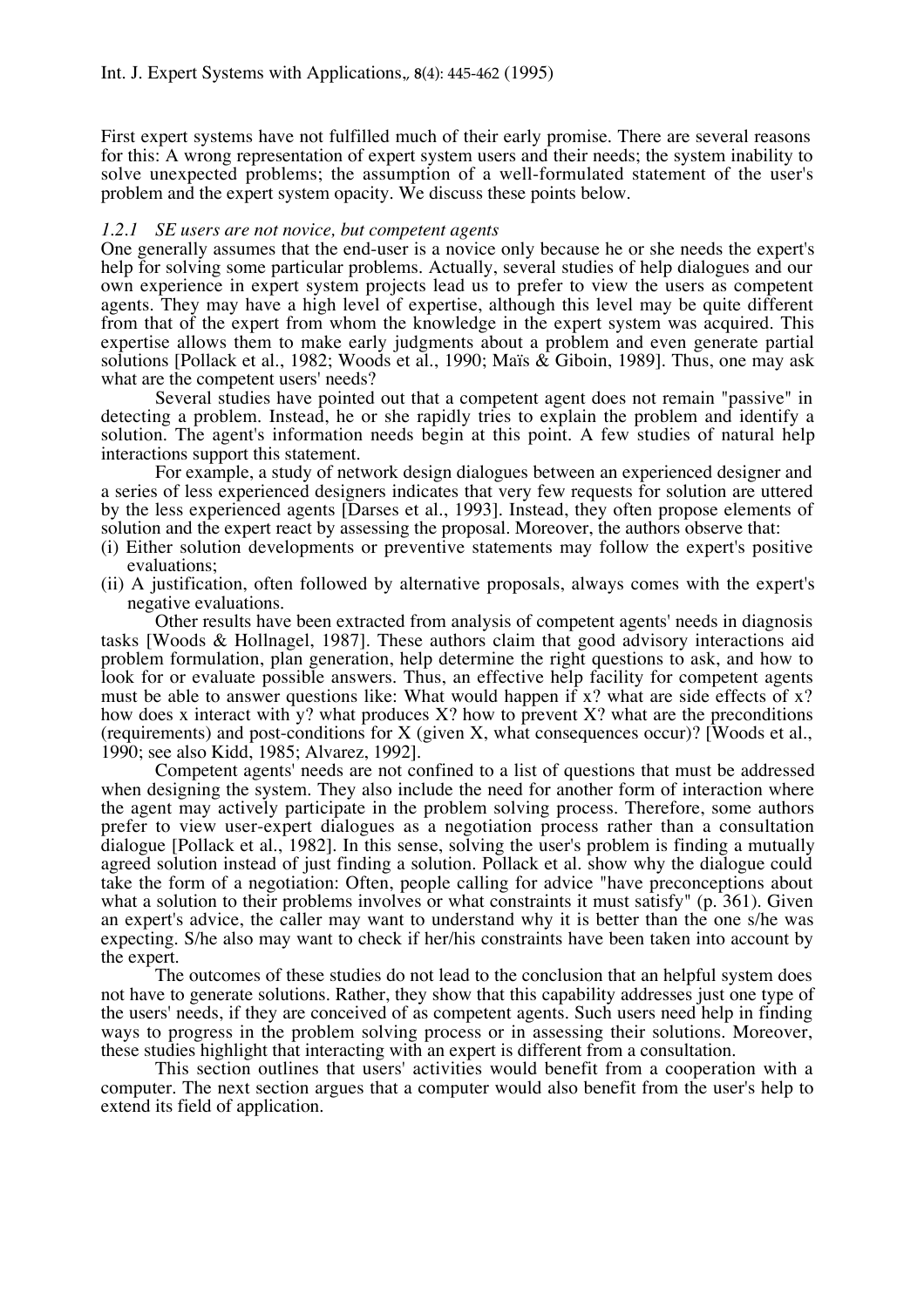First expert systems have not fulfilled much of their early promise. There are several reasons for this: A wrong representation of expert system users and their needs; the system inability to solve unexpected problems; the assumption of a well-formulated statement of the user's problem and the expert system opacity. We discuss these points below.

### *1.2.1 SE users are not novice, but competent agents*

One generally assumes that the end-user is a novice only because he or she needs the expert's help for solving some particular problems. Actually, several studies of help dialogues and our own experience in expert system projects lead us to prefer to view the users as competent agents. They may have a high level of expertise, although this level may be quite different from that of the expert from whom the knowledge in the expert system was acquired. This expertise allows them to make early judgments about a problem and even generate partial solutions [Pollack et al., 1982; Woods et al., 1990; Maïs & Giboin, 1989]. Thus, one may ask what are the competent users' needs?

Several studies have pointed out that a competent agent does not remain "passive" in detecting a problem. Instead, he or she rapidly tries to explain the problem and identify a solution. The agent's information needs begin at this point. A few studies of natural help interactions support this statement.

For example, a study of network design dialogues between an experienced designer and a series of less experienced designers indicates that very few requests for solution are uttered by the less experienced agents [Darses et al., 1993]. Instead, they often propose elements of solution and the expert react by assessing the proposal. Moreover, the authors observe that:

(i) Either solution developments or preventive statements may follow the expert's positive evaluations;

(ii) A justification, often followed by alternative proposals, always comes with the expert's negative evaluations.

Other results have been extracted from analysis of competent agents' needs in diagnosis tasks [Woods & Hollnagel, 1987]. These authors claim that good advisory interactions aid problem formulation, plan generation, help determine the right questions to ask, and how to look for or evaluate possible answers. Thus, an effective help facility for competent agents must be able to answer questions like: What would happen if x? what are side effects of x? how does x interact with y? what produces X? how to prevent X? what are the preconditions (requirements) and post-conditions for X (given X, what consequences occur)? [Woods et al., 1990; see also Kidd, 1985; Alvarez, 1992].

Competent agents' needs are not confined to a list of questions that must be addressed when designing the system. They also include the need for another form of interaction where the agent may actively participate in the problem solving process. Therefore, some authors prefer to view user-expert dialogues as a negotiation process rather than a consultation dialogue [Pollack et al., 1982]. In this sense, solving the user's problem is finding a mutually agreed solution instead of just finding a solution. Pollack et al. show why the dialogue could take the form of a negotiation: Often, people calling for advice "have preconceptions about what a solution to their problems involves or what constraints it must satisfy" (p. 361). Given an expert's advice, the caller may want to understand why it is better than the one s/he was expecting. S/he also may want to check if her/his constraints have been taken into account by the expert.

The outcomes of these studies do not lead to the conclusion that an helpful system does not have to generate solutions. Rather, they show that this capability addresses just one type of the users' needs, if they are conceived of as competent agents. Such users need help in finding ways to progress in the problem solving process or in assessing their solutions. Moreover, these studies highlight that interacting with an expert is different from a consultation.

This section outlines that users' activities would benefit from a cooperation with a computer. The next section argues that a computer would also benefit from the user's help to extend its field of application.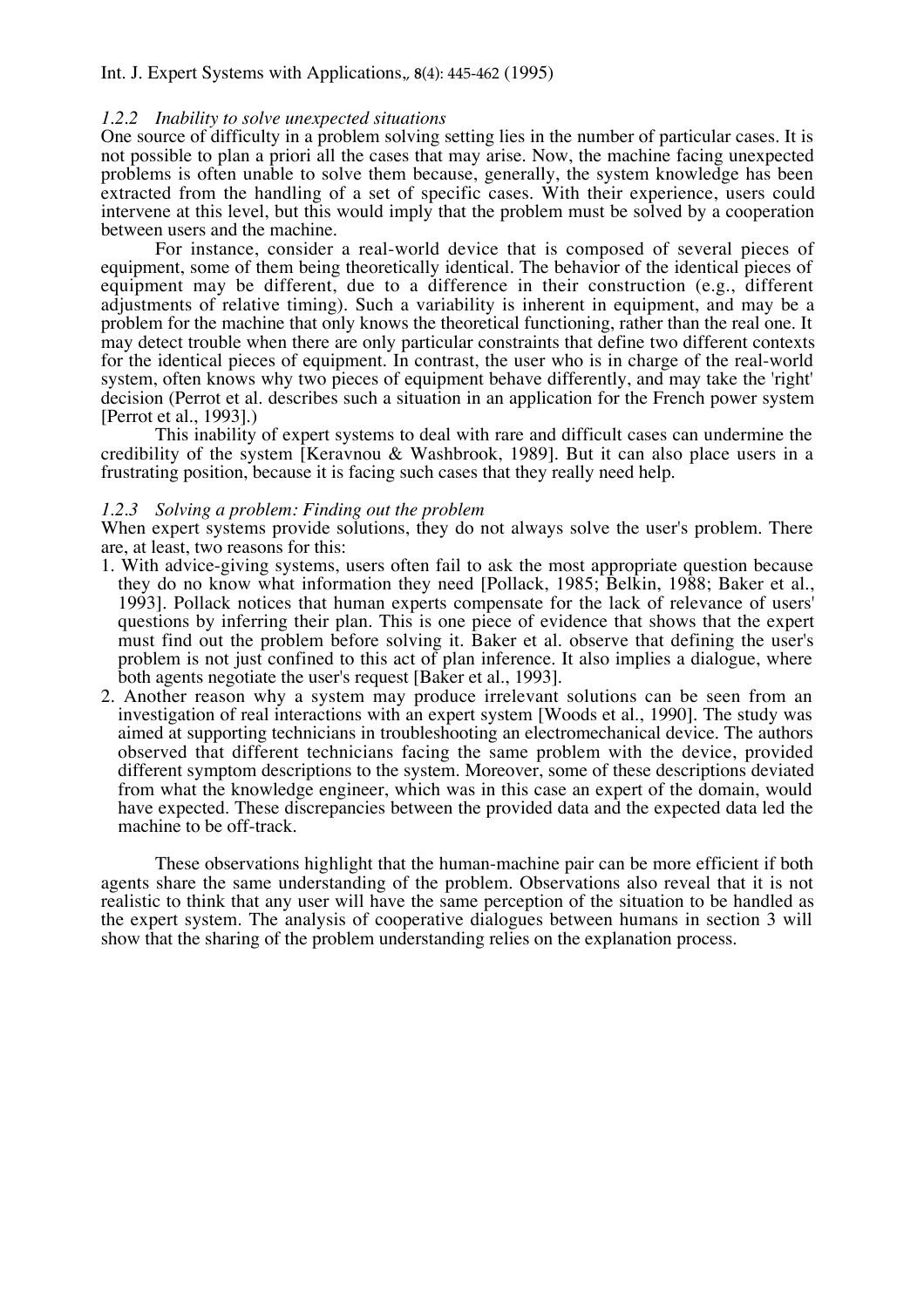### *1.2.2 Inability to solve unexpected situations*

One source of difficulty in a problem solving setting lies in the number of particular cases. It is not possible to plan a priori all the cases that may arise. Now, the machine facing unexpected problems is often unable to solve them because, generally, the system knowledge has been extracted from the handling of a set of specific cases. With their experience, users could intervene at this level, but this would imply that the problem must be solved by a cooperation between users and the machine.

For instance, consider a real-world device that is composed of several pieces of equipment, some of them being theoretically identical. The behavior of the identical pieces of equipment may be different, due to a difference in their construction (e.g., different adjustments of relative timing). Such a variability is inherent in equipment, and may be a problem for the machine that only knows the theoretical functioning, rather than the real one. It may detect trouble when there are only particular constraints that define two different contexts for the identical pieces of equipment. In contrast, the user who is in charge of the real-world system, often knows why two pieces of equipment behave differently, and may take the 'right' decision (Perrot et al. describes such a situation in an application for the French power system [Perrot et al., 1993].)

This inability of expert systems to deal with rare and difficult cases can undermine the credibility of the system [Keravnou & Washbrook, 1989]. But it can also place users in a frustrating position, because it is facing such cases that they really need help.

### *1.2.3 Solving a problem: Finding out the problem*

When expert systems provide solutions, they do not always solve the user's problem. There are, at least, two reasons for this:

1. With advice-giving systems, users often fail to ask the most appropriate question because they do no know what information they need [Pollack, 1985; Belkin, 1988; Baker et al., 1993]. Pollack notices that human experts compensate for the lack of relevance of users' questions by inferring their plan. This is one piece of evidence that shows that the expert must find out the problem before solving it. Baker et al. observe that defining the user's problem is not just confined to this act of plan inference. It also implies a dialogue, where both agents negotiate the user's request [Baker et al., 1993].
2. Another reason why a system may produce irrelevant solutions can be seen from an investigation of real interactions with an expert system [Woods et al., 1990]. The study was aimed at supporting technicians in troubleshooting an electromechanical device. The authors observed that different technicians facing the same problem with the device, provided different symptom descriptions to the system. Moreover, some of these descriptions deviated from what the knowledge engineer, which was in this case an expert of the domain, would have expected. These discrepancies between the provided data and the expected data led the machine to be off-track.

These observations highlight that the human-machine pair can be more efficient if both agents share the same understanding of the problem. Observations also reveal that it is not realistic to think that any user will have the same perception of the situation to be handled as the expert system. The analysis of cooperative dialogues between humans in section 3 will show that the sharing of the problem understanding relies on the explanation process.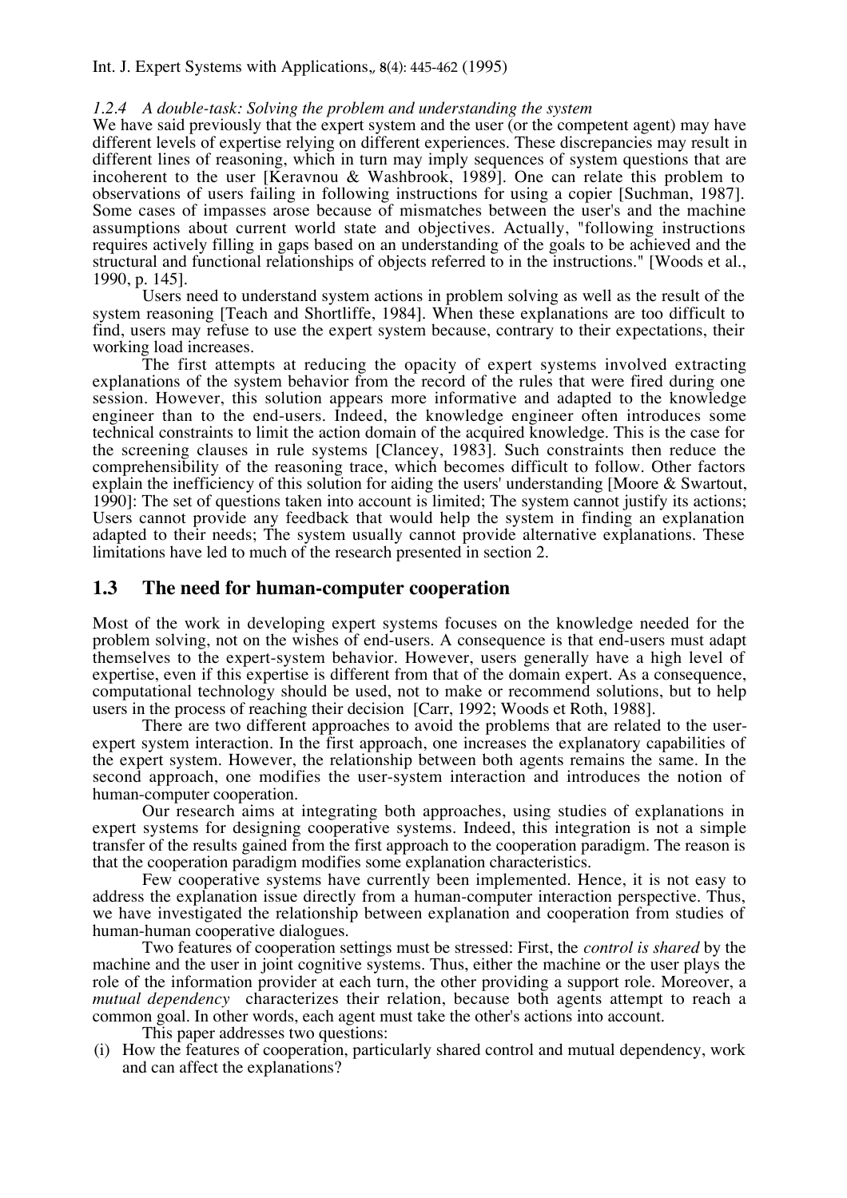#### 1.2.4 A double-task: Solving the problem and understanding the system

We have said previously that the expert system and the user (or the competent agent) may have different levels of expertise relying on different experiences. These discrepancies may result in different lines of reasoning, which in turn may imply sequences of system questions that are incoherent to the user [Keravnou & Washbrook, 1989]. One can relate this problem to observations of users failing in following instructions for using a copier [Suchman, 1987]. Some cases of impasses arose because of mismatches between the user's and the machine assumptions about current world state and objectives. Actually, "following instructions requires actively filling in gaps based on an understanding of the goals to be achieved and the structural and functional relationships of objects referred to in the instructions." [Woods et al., 1990, p. 145].

Users need to understand system actions in problem solving as well as the result of the system reasoning [Teach and Shortliffe, 1984]. When these explanations are too difficult to find, users may refuse to use the expert system because, contrary to their expectations, their working load increases.

The first attempts at reducing the opacity of expert systems involved extracting explanations of the system behavior from the record of the rules that were fired during one session. However, this solution appears more informative and adapted to the knowledge engineer than to the end-users. Indeed, the knowledge engineer often introduces some technical constraints to limit the action domain of the acquired knowledge. This is the case for the screening clauses in rule systems [Clancey, 1983]. Such constraints then reduce the comprehensibility of the reasoning trace, which becomes difficult to follow. Other factors explain the inefficiency of this solution for aiding the users' understanding [Moore & Swartout, 1990]: The set of questions taken into account is limited; The system cannot justify its actions; Users cannot provide any feedback that would help the system in finding an explanation adapted to their needs; The system usually cannot provide alternative explanations. These limitations have led to much of the research presented in section 2.

## 1.3 The need for human-computer cooperation

Most of the work in developing expert systems focuses on the knowledge needed for the problem solving, not on the wishes of end-users. A consequence is that end-users must adapt themselves to the expert-system behavior. However, users generally have a high level of expertise, even if this expertise is different from that of the domain expert. As a consequence, computational technology should be used, not to make or recommend solutions, but to help users in the process of reaching their decision [Carr, 1992; Woods et Roth, 1988].

There are two different approaches to avoid the problems that are related to the user-expert system interaction. In the first approach, one increases the explanatory capabilities of the expert system. However, the relationship between both agents remains the same. In the second approach, one modifies the user-system interaction and introduces the notion of human-computer cooperation.

Our research aims at integrating both approaches, using studies of explanations in expert systems for designing cooperative systems. Indeed, this integration is not a simple transfer of the results gained from the first approach to the cooperation paradigm. The reason is that the cooperation paradigm modifies some explanation characteristics.

Few cooperative systems have currently been implemented. Hence, it is not easy to address the explanation issue directly from a human-computer interaction perspective. Thus, we have investigated the relationship between explanation and cooperation from studies of human-human cooperative dialogues.

Two features of cooperation settings must be stressed: First, the *control is shared* by the machine and the user in joint cognitive systems. Thus, either the machine or the user plays the role of the information provider at each turn, the other providing a support role. Moreover, a *mutual dependency* characterizes their relation, because both agents attempt to reach a common goal. In other words, each agent must take the other's actions into account.

This paper addresses two questions:

(i) How the features of cooperation, particularly shared control and mutual dependency, work and can affect the explanations?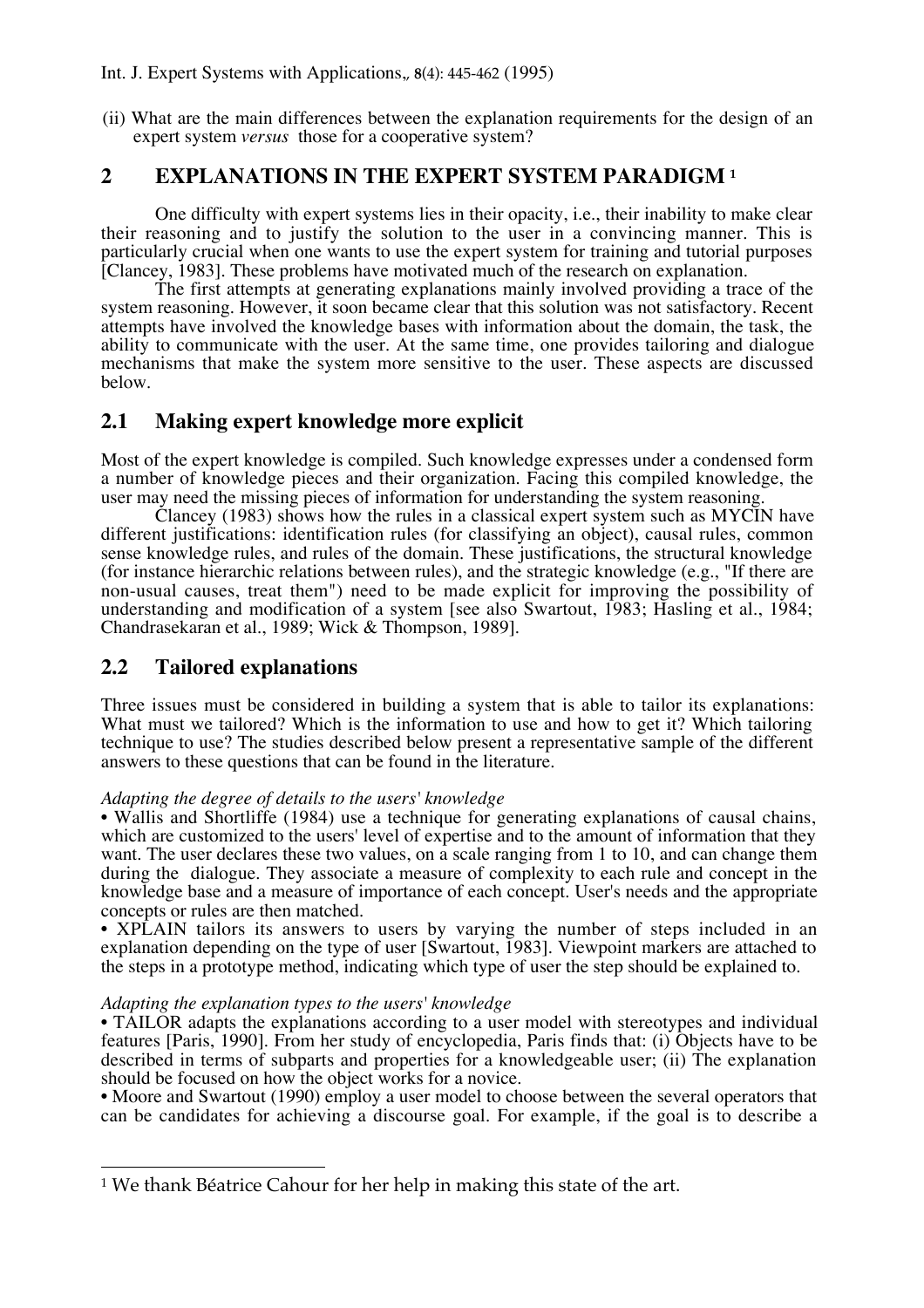(ii) What are the main differences between the explanation requirements for the design of an expert system *versus* those for a cooperative system?

## 2 EXPLANATIONS IN THE EXPERT SYSTEM PARADIGM [1]

One difficulty with expert systems lies in their opacity, i.e., their inability to make clear their reasoning and to justify the solution to the user in a convincing manner. This is particularly crucial when one wants to use the expert system for training and tutorial purposes [Clancey, 1983]. These problems have motivated much of the research on explanation.

The first attempts at generating explanations mainly involved providing a trace of the system reasoning. However, it soon became clear that this solution was not satisfactory. Recent attempts have involved the knowledge bases with information about the domain, the task, the ability to communicate with the user. At the same time, one provides tailoring and dialogue mechanisms that make the system more sensitive to the user. These aspects are discussed below.

### 2.1 Making expert knowledge more explicit

Most of the expert knowledge is compiled. Such knowledge expresses under a condensed form a number of knowledge pieces and their organization. Facing this compiled knowledge, the user may need the missing pieces of information for understanding the system reasoning.

Clancey (1983) shows how the rules in a classical expert system such as MYCIN have different justifications: identification rules (for classifying an object), causal rules, common sense knowledge rules, and rules of the domain. These justifications, the structural knowledge (for instance hierarchic relations between rules), and the strategic knowledge (e.g., "If there are non-usual causes, treat them") need to be made explicit for improving the possibility of understanding and modification of a system [see also Swartout, 1983; Hasling et al., 1984; Chandrasekaran et al., 1989; Wick & Thompson, 1989].

### 2.2 Tailored explanations

Three issues must be considered in building a system that is able to tailor its explanations: What must we tailored? Which is the information to use and how to get it? Which tailoring technique to use? The studies described below present a representative sample of the different answers to these questions that can be found in the literature.

*Adapting the degree of details to the users' knowledge*

• Wallis and Shortliffe (1984) use a technique for generating explanations of causal chains, which are customized to the users' level of expertise and to the amount of information that they want. The user declares these two values, on a scale ranging from 1 to 10, and can change them during the dialogue. They associate a measure of complexity to each rule and concept in the knowledge base and a measure of importance of each concept. User's needs and the appropriate concepts or rules are then matched.

• XPLAIN tailors its answers to users by varying the number of steps included in an explanation depending on the type of user [Swartout, 1983]. Viewpoint markers are attached to the steps in a prototype method, indicating which type of user the step should be explained to.

*Adapting the explanation types to the users' knowledge*

• TAILOR adapts the explanations according to a user model with stereotypes and individual features [Paris, 1990]. From her study of encyclopedia, Paris finds that: (i) Objects have to be described in terms of subparts and properties for a knowledgeable user; (ii) The explanation should be focused on how the object works for a novice.

• Moore and Swartout (1990) employ a user model to choose between the several operators that can be candidates for achieving a discourse goal. For example, if the goal is to describe a

---

[1] We thank Béatrice Cahour for her help in making this state of the art.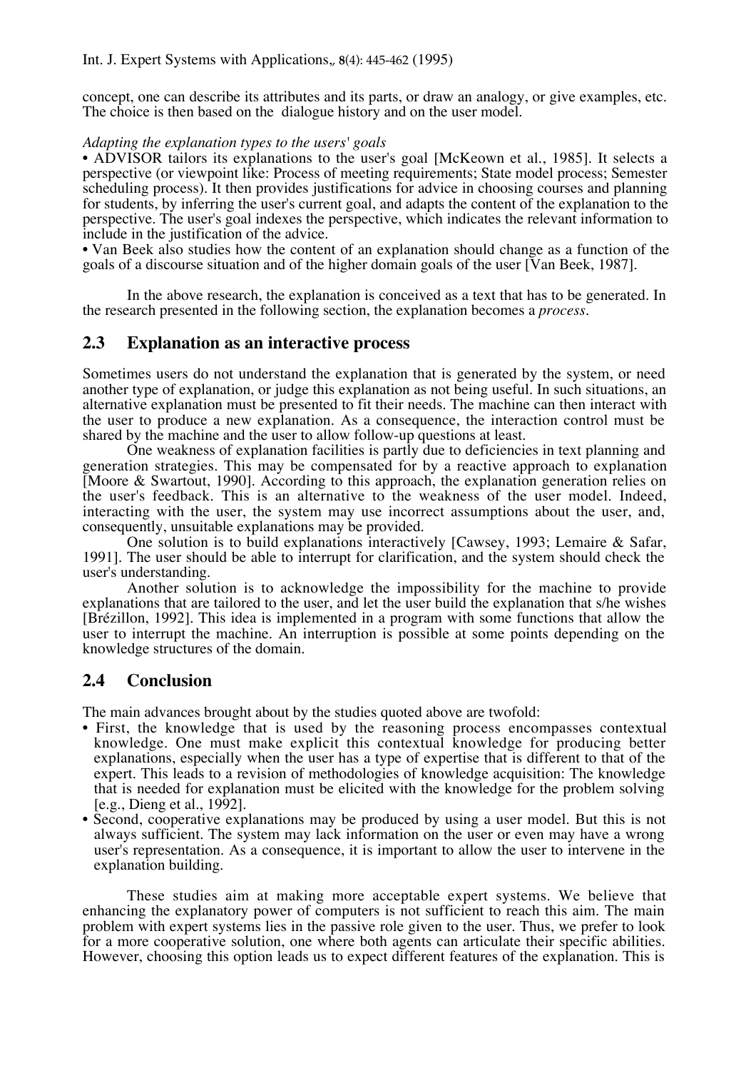concept, one can describe its attributes and its parts, or draw an analogy, or give examples, etc. The choice is then based on the dialogue history and on the user model.

*Adapting the explanation types to the users' goals*

• ADVISOR tailors its explanations to the user's goal [McKeown et al., 1985]. It selects a perspective (or viewpoint like: Process of meeting requirements; State model process; Semester scheduling process). It then provides justifications for advice in choosing courses and planning for students, by inferring the user's current goal, and adapts the content of the explanation to the perspective. The user's goal indexes the perspective, which indicates the relevant information to include in the justification of the advice.

• Van Beek also studies how the content of an explanation should change as a function of the goals of a discourse situation and of the higher domain goals of the user [Van Beek, 1987].

In the above research, the explanation is conceived as a text that has to be generated. In the research presented in the following section, the explanation becomes a *process*.

## 2.3 Explanation as an interactive process

Sometimes users do not understand the explanation that is generated by the system, or need another type of explanation, or judge this explanation as not being useful. In such situations, an alternative explanation must be presented to fit their needs. The machine can then interact with the user to produce a new explanation. As a consequence, the interaction control must be shared by the machine and the user to allow follow-up questions at least.

One weakness of explanation facilities is partly due to deficiencies in text planning and generation strategies. This may be compensated for by a reactive approach to explanation [Moore & Swartout, 1990]. According to this approach, the explanation generation relies on the user's feedback. This is an alternative to the weakness of the user model. Indeed, interacting with the user, the system may use incorrect assumptions about the user, and, consequently, unsuitable explanations may be provided.

One solution is to build explanations interactively [Cawsey, 1993; Lemaire & Safar, 1991]. The user should be able to interrupt for clarification, and the system should check the user's understanding.

Another solution is to acknowledge the impossibility for the machine to provide explanations that are tailored to the user, and let the user build the explanation that s/he wishes [Brézillon, 1992]. This idea is implemented in a program with some functions that allow the user to interrupt the machine. An interruption is possible at some points depending on the knowledge structures of the domain.

## 2.4 Conclusion

The main advances brought about by the studies quoted above are twofold:

- First, the knowledge that is used by the reasoning process encompasses contextual knowledge. One must make explicit this contextual knowledge for producing better explanations, especially when the user has a type of expertise that is different to that of the expert. This leads to a revision of methodologies of knowledge acquisition: The knowledge that is needed for explanation must be elicited with the knowledge for the problem solving [e.g., Dieng et al., 1992].
- Second, cooperative explanations may be produced by using a user model. But this is not always sufficient. The system may lack information on the user or even may have a wrong user's representation. As a consequence, it is important to allow the user to intervene in the explanation building.

These studies aim at making more acceptable expert systems. We believe that enhancing the explanatory power of computers is not sufficient to reach this aim. The main problem with expert systems lies in the passive role given to the user. Thus, we prefer to look for a more cooperative solution, one where both agents can articulate their specific abilities. However, choosing this option leads us to expect different features of the explanation. This is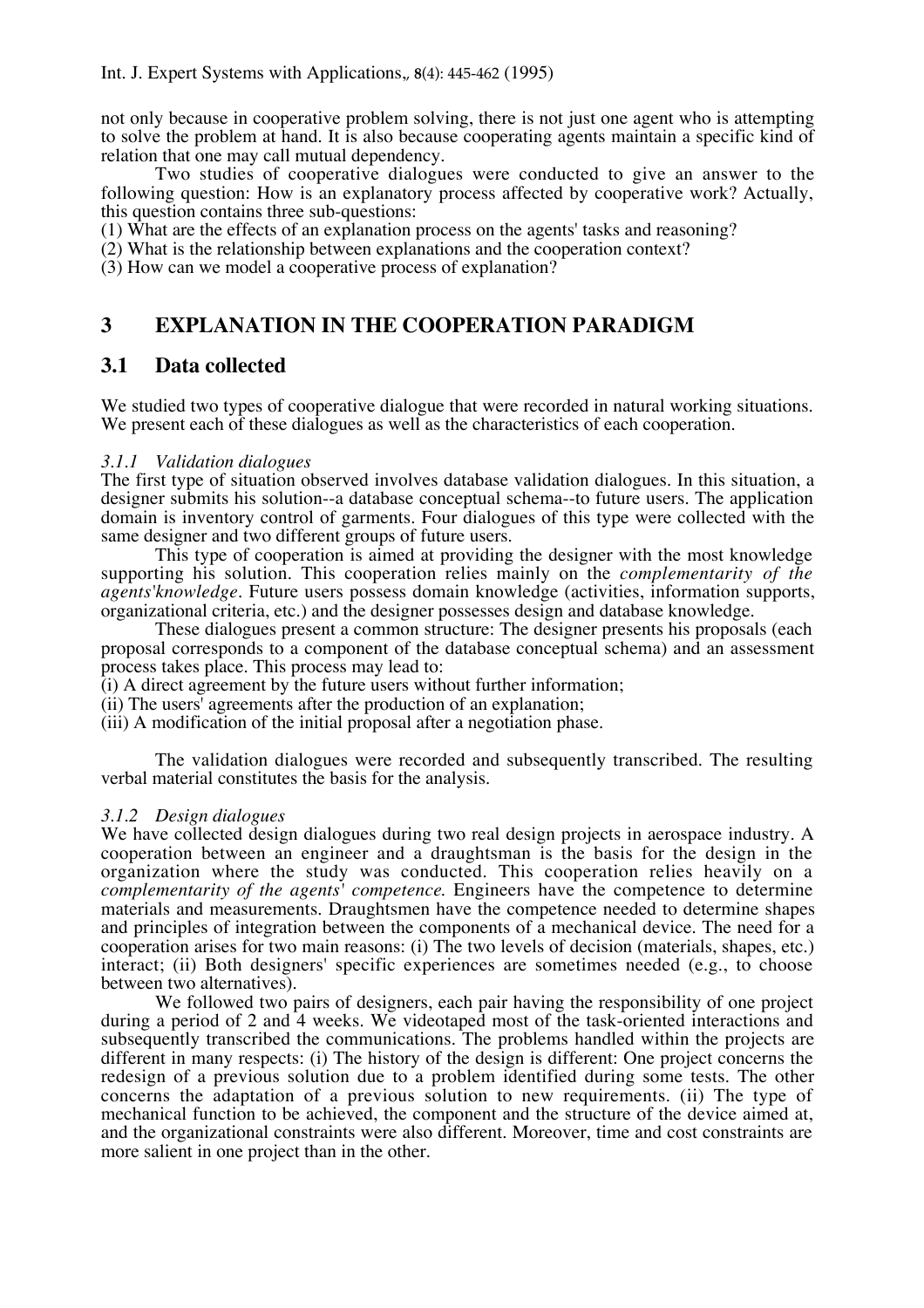not only because in cooperative problem solving, there is not just one agent who is attempting to solve the problem at hand. It is also because cooperating agents maintain a specific kind of relation that one may call mutual dependency.

Two studies of cooperative dialogues were conducted to give an answer to the following question: How is an explanatory process affected by cooperative work? Actually, this question contains three sub-questions:

(1) What are the effects of an explanation process on the agents' tasks and reasoning?
(2) What is the relationship between explanations and the cooperation context?
(3) How can we model a cooperative process of explanation?

# 3 EXPLANATION IN THE COOPERATION PARADIGM

## 3.1 Data collected

We studied two types of cooperative dialogue that were recorded in natural working situations. We present each of these dialogues as well as the characteristics of each cooperation.

### *3.1.1 Validation dialogues*

The first type of situation observed involves database validation dialogues. In this situation, a designer submits his solution--a database conceptual schema--to future users. The application domain is inventory control of garments. Four dialogues of this type were collected with the same designer and two different groups of future users.

This type of cooperation is aimed at providing the designer with the most knowledge supporting his solution. This cooperation relies mainly on the *complementarity of the agents'knowledge*. Future users possess domain knowledge (activities, information supports, organizational criteria, etc.) and the designer possesses design and database knowledge.

These dialogues present a common structure: The designer presents his proposals (each proposal corresponds to a component of the database conceptual schema) and an assessment process takes place. This process may lead to:

(i) A direct agreement by the future users without further information;
(ii) The users' agreements after the production of an explanation;
(iii) A modification of the initial proposal after a negotiation phase.

The validation dialogues were recorded and subsequently transcribed. The resulting verbal material constitutes the basis for the analysis.

### *3.1.2 Design dialogues*

We have collected design dialogues during two real design projects in aerospace industry. A cooperation between an engineer and a draughtsman is the basis for the design in the organization where the study was conducted. This cooperation relies heavily on a *complementarity of the agents' competence.* Engineers have the competence to determine materials and measurements. Draughtsmen have the competence needed to determine shapes and principles of integration between the components of a mechanical device. The need for a cooperation arises for two main reasons: (i) The two levels of decision (materials, shapes, etc.) interact; (ii) Both designers' specific experiences are sometimes needed (e.g., to choose between two alternatives).

We followed two pairs of designers, each pair having the responsibility of one project during a period of 2 and 4 weeks. We videotaped most of the task-oriented interactions and subsequently transcribed the communications. The problems handled within the projects are different in many respects: (i) The history of the design is different: One project concerns the redesign of a previous solution due to a problem identified during some tests. The other concerns the adaptation of a previous solution to new requirements. (ii) The type of mechanical function to be achieved, the component and the structure of the device aimed at, and the organizational constraints were also different. Moreover, time and cost constraints are more salient in one project than in the other.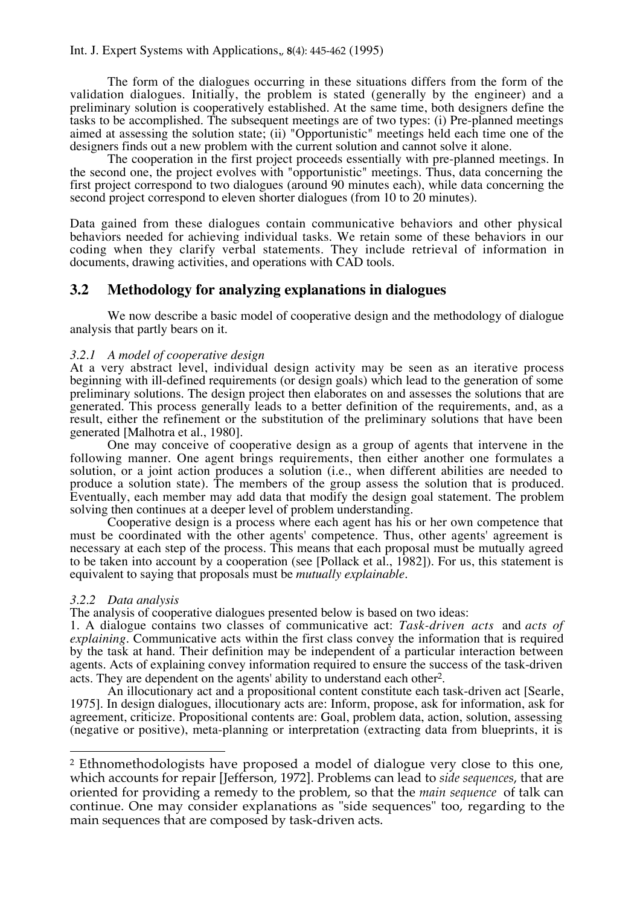The form of the dialogues occurring in these situations differs from the form of the validation dialogues. Initially, the problem is stated (generally by the engineer) and a preliminary solution is cooperatively established. At the same time, both designers define the tasks to be accomplished. The subsequent meetings are of two types: (i) Pre-planned meetings aimed at assessing the solution state; (ii) "Opportunistic" meetings held each time one of the designers finds out a new problem with the current solution and cannot solve it alone.

The cooperation in the first project proceeds essentially with pre-planned meetings. In the second one, the project evolves with "opportunistic" meetings. Thus, data concerning the first project correspond to two dialogues (around 90 minutes each), while data concerning the second project correspond to eleven shorter dialogues (from 10 to 20 minutes).

Data gained from these dialogues contain communicative behaviors and other physical behaviors needed for achieving individual tasks. We retain some of these behaviors in our coding when they clarify verbal statements. They include retrieval of information in documents, drawing activities, and operations with CAD tools.

## 3.2 Methodology for analyzing explanations in dialogues

We now describe a basic model of cooperative design and the methodology of dialogue analysis that partly bears on it.

### *3.2.1 A model of cooperative design*

At a very abstract level, individual design activity may be seen as an iterative process beginning with ill-defined requirements (or design goals) which lead to the generation of some preliminary solutions. The design project then elaborates on and assesses the solutions that are generated. This process generally leads to a better definition of the requirements, and, as a result, either the refinement or the substitution of the preliminary solutions that have been generated [Malhotra et al., 1980].

One may conceive of cooperative design as a group of agents that intervene in the following manner. One agent brings requirements, then either another one formulates a solution, or a joint action produces a solution (i.e., when different abilities are needed to produce a solution state). The members of the group assess the solution that is produced. Eventually, each member may add data that modify the design goal statement. The problem solving then continues at a deeper level of problem understanding.

Cooperative design is a process where each agent has his or her own competence that must be coordinated with the other agents' competence. Thus, other agents' agreement is necessary at each step of the process. This means that each proposal must be mutually agreed to be taken into account by a cooperation (see [Pollack et al., 1982]). For us, this statement is equivalent to saying that proposals must be *mutually explainable*.

### *3.2.2 Data analysis*

The analysis of cooperative dialogues presented below is based on two ideas:

1. A dialogue contains two classes of communicative act: *Task-driven acts* and *acts of explaining*. Communicative acts within the first class convey the information that is required by the task at hand. Their definition may be independent of a particular interaction between agents. Acts of explaining convey information required to ensure the success of the task-driven acts. They are dependent on the agents' ability to understand each other[2].

An illocutionary act and a propositional content constitute each task-driven act [Searle, 1975]. In design dialogues, illocutionary acts are: Inform, propose, ask for information, ask for agreement, criticize. Propositional contents are: Goal, problem data, action, solution, assessing (negative or positive), meta-planning or interpretation (extracting data from blueprints, it is

[2] Ethnomethodologists have proposed a model of dialogue very close to this one, which accounts for repair [Jefferson, 1972]. Problems can lead to *side sequences*, that are oriented for providing a remedy to the problem, so that the *main sequence* of talk can continue. One may consider explanations as "side sequences" too, regarding to the main sequences that are composed by task-driven acts.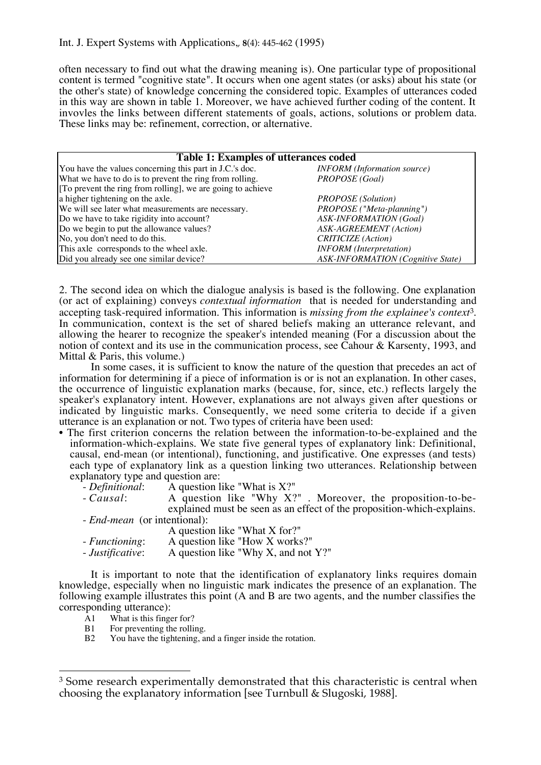often necessary to find out what the drawing meaning is). One particular type of propositional content is termed "cognitive state". It occurs when one agent states (or asks) about his state (or the other's state) of knowledge concerning the considered topic. Examples of utterances coded in this way are shown in table 1. Moreover, we have achieved further coding of the content. It invovles the links between different statements of goals, actions, solutions or problem data. These links may be: refinement, correction, or alternative.

**Table 1: Examples of utterances coded**

| | |
|---|---|
| You have the values concerning this part in J.C.'s doc. | *INFORM (Information source)* |
| What we have to do is to prevent the ring from rolling. | *PROPOSE (Goal)* |
| [To prevent the ring from rolling], we are going to achieve a higher tightening on the axle. | *PROPOSE (Solution)* |
| We will see later what measurements are necessary. | *PROPOSE ("Meta-planning")* |
| Do we have to take rigidity into account? | *ASK-INFORMATION (Goal)* |
| Do we begin to put the allowance values? | *ASK-AGREEMENT (Action)* |
| No, you don't need to do this. | *CRITICIZE (Action)* |
| This axle corresponds to the wheel axle. | *INFORM (Interpretation)* |
| Did you already see one similar device? | *ASK-INFORMATION (Cognitive State)* |

2. The second idea on which the dialogue analysis is based is the following. One explanation (or act of explaining) conveys *contextual information* that is needed for understanding and accepting task-required information. This information is *missing from the explainee's context*[3]. In communication, context is the set of shared beliefs making an utterance relevant, and allowing the hearer to recognize the speaker's intended meaning (For a discussion about the notion of context and its use in the communication process, see Cahour & Karsenty, 1993, and Mittal & Paris, this volume.)

In some cases, it is sufficient to know the nature of the question that precedes an act of information for determining if a piece of information is or is not an explanation. In other cases, the occurrence of linguistic explanation marks (because, for, since, etc.) reflects largely the speaker's explanatory intent. However, explanations are not always given after questions or indicated by linguistic marks. Consequently, we need some criteria to decide if a given utterance is an explanation or not. Two types of criteria have been used:

- The first criterion concerns the relation between the information-to-be-explained and the information-which-explains. We state five general types of explanatory link: Definitional, causal, end-mean (or intentional), functioning, and justificative. One expresses (and tests) each type of explanatory link as a question linking two utterances. Relationship between explanatory type and question are:
  - *Definitional*: A question like "What is X?"
  - *Causal*: A question like "Why X?" . Moreover, the proposition-to-be-explained must be seen as an effect of the proposition-which-explains.
  - *End-mean* (or intentional): A question like "What X for?"
  - *Functioning*: A question like "How X works?"
  - *Justificative*: A question like "Why X, and not Y?"

It is important to note that the identification of explanatory links requires domain knowledge, especially when no linguistic mark indicates the presence of an explanation. The following example illustrates this point (A and B are two agents, and the number classifies the corresponding utterance):

A1 What is this finger for?
B1 For preventing the rolling.
B2 You have the tightening, and a finger inside the rotation.

---

[3] Some research experimentally demonstrated that this characteristic is central when choosing the explanatory information [see Turnbull & Slugoski, 1988].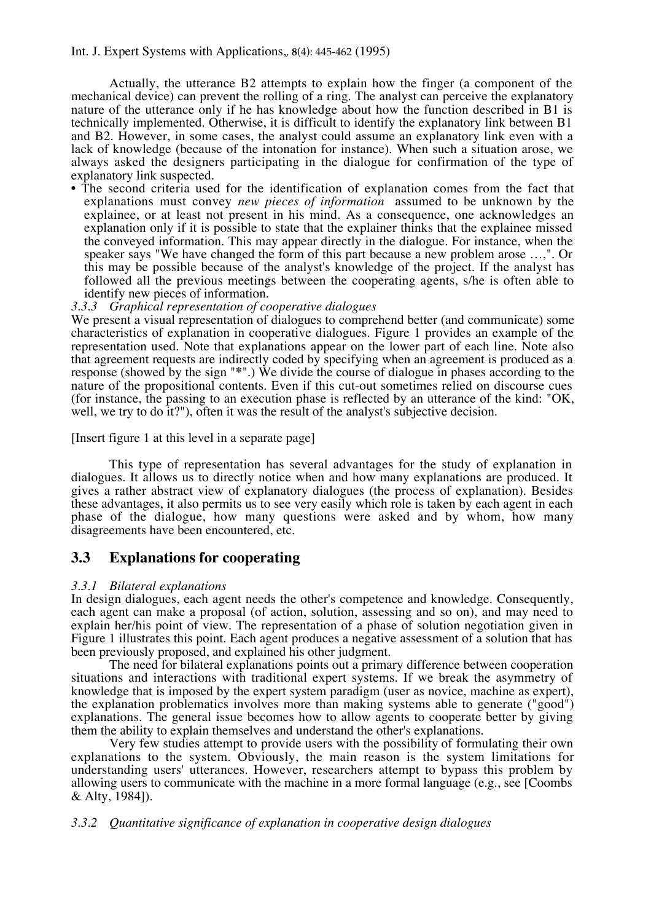Actually, the utterance B2 attempts to explain how the finger (a component of the mechanical device) can prevent the rolling of a ring. The analyst can perceive the explanatory nature of the utterance only if he has knowledge about how the function described in B1 is technically implemented. Otherwise, it is difficult to identify the explanatory link between B1 and B2. However, in some cases, the analyst could assume an explanatory link even with a lack of knowledge (because of the intonation for instance). When such a situation arose, we always asked the designers participating in the dialogue for confirmation of the type of explanatory link suspected.

- The second criteria used for the identification of explanation comes from the fact that explanations must convey *new pieces of information* assumed to be unknown by the explainee, or at least not present in his mind. As a consequence, one acknowledges an explanation only if it is possible to state that the explainer thinks that the explainee missed the conveyed information. This may appear directly in the dialogue. For instance, when the speaker says "We have changed the form of this part because a new problem arose …,". Or this may be possible because of the analyst's knowledge of the project. If the analyst has followed all the previous meetings between the cooperating agents, s/he is often able to identify new pieces of information.

*3.3.3 Graphical representation of cooperative dialogues*

We present a visual representation of dialogues to comprehend better (and communicate) some characteristics of explanation in cooperative dialogues. Figure 1 provides an example of the representation used. Note that explanations appear on the lower part of each line. Note also that agreement requests are indirectly coded by specifying when an agreement is produced as a response (showed by the sign "*".) We divide the course of dialogue in phases according to the nature of the propositional contents. Even if this cut-out sometimes relied on discourse cues (for instance, the passing to an execution phase is reflected by an utterance of the kind: "OK, well, we try to do it?"), often it was the result of the analyst's subjective decision.

[Insert figure 1 at this level in a separate page]

This type of representation has several advantages for the study of explanation in dialogues. It allows us to directly notice when and how many explanations are produced. It gives a rather abstract view of explanatory dialogues (the process of explanation). Besides these advantages, it also permits us to see very easily which role is taken by each agent in each phase of the dialogue, how many questions were asked and by whom, how many disagreements have been encountered, etc.

## 3.3 Explanations for cooperating

*3.3.1 Bilateral explanations*

In design dialogues, each agent needs the other's competence and knowledge. Consequently, each agent can make a proposal (of action, solution, assessing and so on), and may need to explain her/his point of view. The representation of a phase of solution negotiation given in Figure 1 illustrates this point. Each agent produces a negative assessment of a solution that has been previously proposed, and explained his other judgment.

The need for bilateral explanations points out a primary difference between cooperation situations and interactions with traditional expert systems. If we break the asymmetry of knowledge that is imposed by the expert system paradigm (user as novice, machine as expert), the explanation problematics involves more than making systems able to generate ("good") explanations. The general issue becomes how to allow agents to cooperate better by giving them the ability to explain themselves and understand the other's explanations.

Very few studies attempt to provide users with the possibility of formulating their own explanations to the system. Obviously, the main reason is the system limitations for understanding users' utterances. However, researchers attempt to bypass this problem by allowing users to communicate with the machine in a more formal language (e.g., see [Coombs & Alty, 1984]).

*3.3.2 Quantitative significance of explanation in cooperative design dialogues*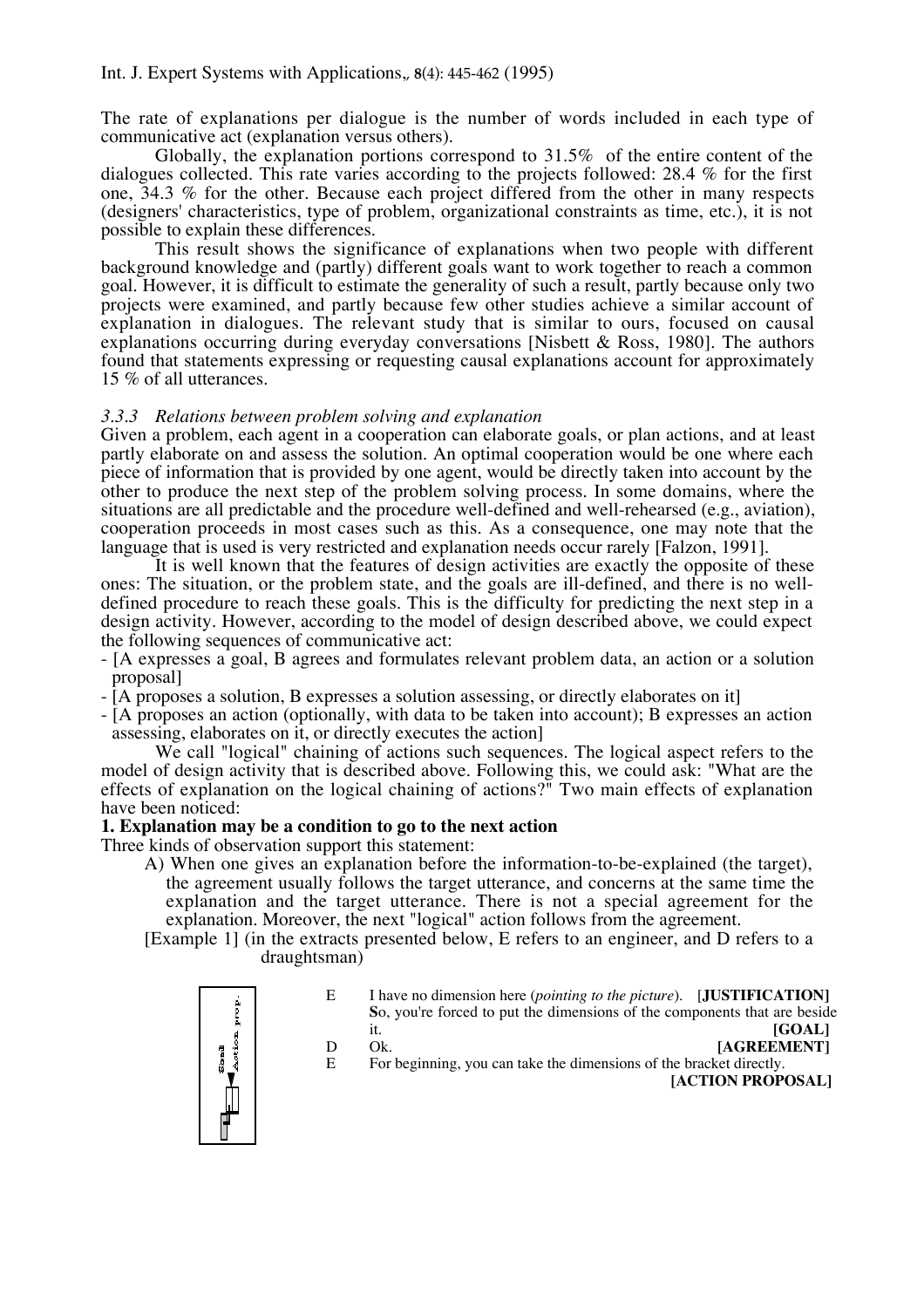The rate of explanations per dialogue is the number of words included in each type of communicative act (explanation versus others).

Globally, the explanation portions correspond to 31.5% of the entire content of the dialogues collected. This rate varies according to the projects followed: 28.4 % for the first one, 34.3 % for the other. Because each project differed from the other in many respects (designers' characteristics, type of problem, organizational constraints as time, etc.), it is not possible to explain these differences.

This result shows the significance of explanations when two people with different background knowledge and (partly) different goals want to work together to reach a common goal. However, it is difficult to estimate the generality of such a result, partly because only two projects were examined, and partly because few other studies achieve a similar account of explanation in dialogues. The relevant study that is similar to ours, focused on causal explanations occurring during everyday conversations [Nisbett & Ross, 1980]. The authors found that statements expressing or requesting causal explanations account for approximately 15 % of all utterances.

### *3.3.3 Relations between problem solving and explanation*

Given a problem, each agent in a cooperation can elaborate goals, or plan actions, and at least partly elaborate on and assess the solution. An optimal cooperation would be one where each piece of information that is provided by one agent, would be directly taken into account by the other to produce the next step of the problem solving process. In some domains, where the situations are all predictable and the procedure well-defined and well-rehearsed (e.g., aviation), cooperation proceeds in most cases such as this. As a consequence, one may note that the language that is used is very restricted and explanation needs occur rarely [Falzon, 1991].

It is well known that the features of design activities are exactly the opposite of these ones: The situation, or the problem state, and the goals are ill-defined, and there is no well-defined procedure to reach these goals. This is the difficulty for predicting the next step in a design activity. However, according to the model of design described above, we could expect the following sequences of communicative act:

- [A expresses a goal, B agrees and formulates relevant problem data, an action or a solution proposal]
- [A proposes a solution, B expresses a solution assessing, or directly elaborates on it]
- [A proposes an action (optionally, with data to be taken into account); B expresses an action assessing, elaborates on it, or directly executes the action]

We call "logical" chaining of actions such sequences. The logical aspect refers to the model of design activity that is described above. Following this, we could ask: "What are the effects of explanation on the logical chaining of actions?" Two main effects of explanation have been noticed:

**1. Explanation may be a condition to go to the next action**

Three kinds of observation support this statement:

A) When one gives an explanation before the information-to-be-explained (the target), the agreement usually follows the target utterance, and concerns at the same time the explanation and the target utterance. There is not a special agreement for the explanation. Moreover, the next "logical" action follows from the agreement.

[Example 1] (in the extracts presented below, E refers to an engineer, and D refers to a draughtsman)

Goal
Action prop.

| | | |
|---|---|---|
| E | I have no dimension here (*pointing to the picture*). | **[JUSTIFICATION]** |
| | **S**o, you're forced to put the dimensions of the components that are beside it. | **[GOAL]** |
| D | Ok. | **[AGREEMENT]** |
| E | For beginning, you can take the dimensions of the bracket directly. | **[ACTION PROPOSAL]** |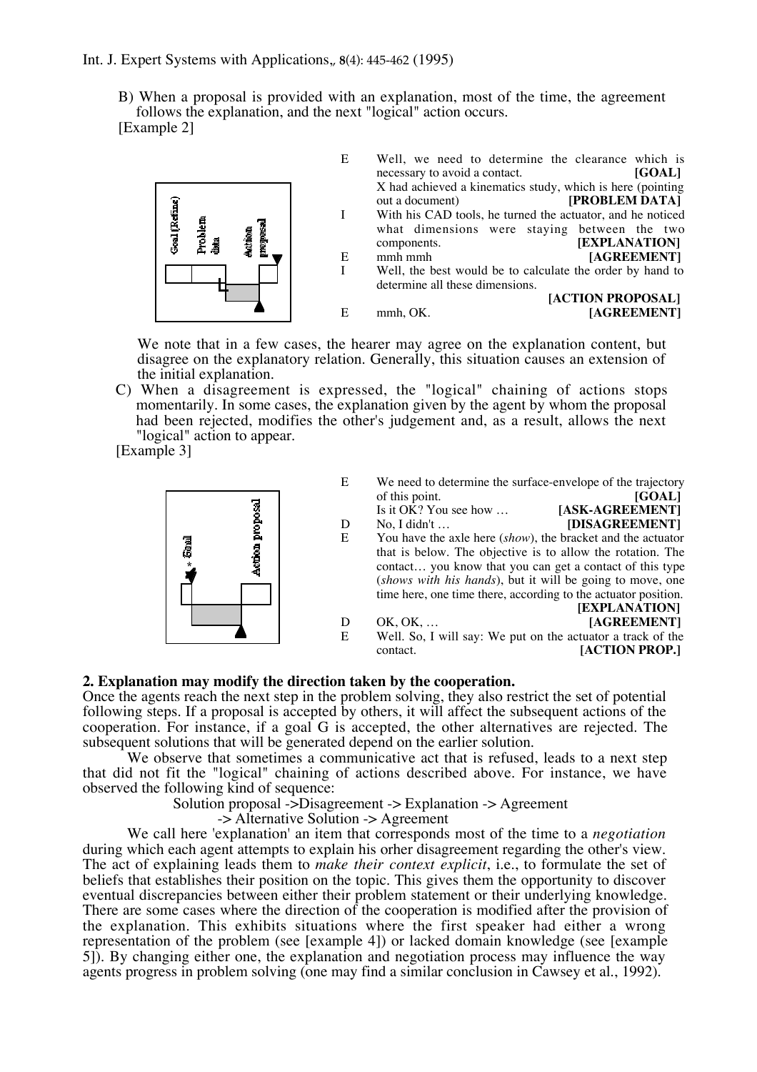B) When a proposal is provided with an explanation, most of the time, the agreement follows the explanation, and the next "logical" action occurs.

[Example 2]

| | | |
|---|---|---|
| E | Well, we need to determine the clearance which is necessary to avoid a contact. | **[GOAL]** |
| | X had achieved a kinematics study, which is here (pointing out a document) | **[PROBLEM DATA]** |
| I | With his CAD tools, he turned the actuator, and he noticed what dimensions were staying between the two components. | **[EXPLANATION]** |
| E | mmh mmh | **[AGREEMENT]** |
| I | Well, the best would be to calculate the order by hand to determine all these dimensions. | **[ACTION PROPOSAL]** |
| E | mmh, OK. | **[AGREEMENT]** |

We note that in a few cases, the hearer may agree on the explanation content, but disagree on the explanatory relation. Generally, this situation causes an extension of the initial explanation.

C) When a disagreement is expressed, the "logical" chaining of actions stops momentarily. In some cases, the explanation given by the agent by whom the proposal had been rejected, modifies the other's judgement and, as a result, allows the next "logical" action to appear.

[Example 3]

| | | |
|---|---|---|
| E | We need to determine the surface-envelope of the trajectory of this point. | **[GOAL]** |
| | Is it OK? You see how … | **[ASK-AGREEMENT]** |
| D | No, I didn't … | **[DISAGREEMENT]** |
| E | You have the axle here (*show*), the bracket and the actuator that is below. The objective is to allow the rotation. The contact… you know that you can get a contact of this type (*shows with his hands*), but it will be going to move, one time here, one time there, according to the actuator position. | **[EXPLANATION]** |
| D | OK, OK, … | **[AGREEMENT]** |
| E | Well. So, I will say: We put on the actuator a track of the contact. | **[ACTION PROP.]** |

**2. Explanation may modify the direction taken by the cooperation.**

Once the agents reach the next step in the problem solving, they also restrict the set of potential following steps. If a proposal is accepted by others, it will affect the subsequent actions of the cooperation. For instance, if a goal G is accepted, the other alternatives are rejected. The subsequent solutions that will be generated depend on the earlier solution.

We observe that sometimes a communicative act that is refused, leads to a next step that did not fit the "logical" chaining of actions described above. For instance, we have observed the following kind of sequence:

Solution proposal ->Disagreement -> Explanation -> Agreement -> Alternative Solution -> Agreement

We call here 'explanation' an item that corresponds most of the time to a *negotiation* during which each agent attempts to explain his orher disagreement regarding the other's view. The act of explaining leads them to *make their context explicit*, i.e., to formulate the set of beliefs that establishes their position on the topic. This gives them the opportunity to discover eventual discrepancies between either their problem statement or their underlying knowledge. There are some cases where the direction of the cooperation is modified after the provision of the explanation. This exhibits situations where the first speaker had either a wrong representation of the problem (see [example 4]) or lacked domain knowledge (see [example 5]). By changing either one, the explanation and negotiation process may influence the way agents progress in problem solving (one may find a similar conclusion in Cawsey et al., 1992).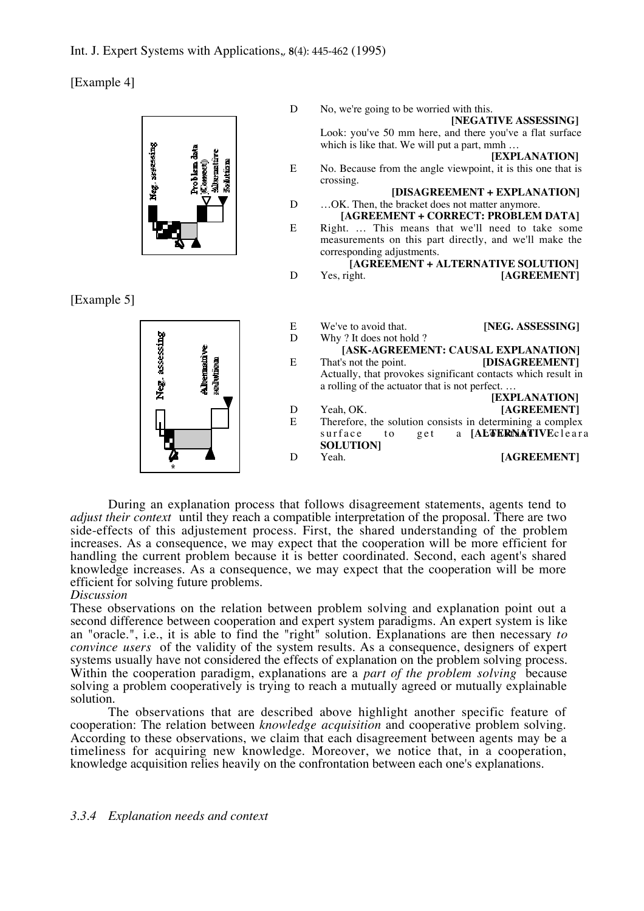[Example 4]

D No, we're going to be worried with this. **[NEGATIVE ASSESSING]**
Look: you've 50 mm here, and there you've a flat surface which is like that. We will put a part, mmh … **[EXPLANATION]**

E No. Because from the angle viewpoint, it is this one that is crossing. **[DISAGREEMENT + EXPLANATION]**

D …OK. Then, the bracket does not matter anymore. **[AGREEMENT + CORRECT: PROBLEM DATA]**

E Right. … This means that we'll need to take some measurements on this part directly, and we'll make the corresponding adjustments. **[AGREEMENT + ALTERNATIVE SOLUTION]**

D Yes, right. **[AGREEMENT]**

[Example 5]

E We've to avoid that. **[NEG. ASSESSING]**

D Why ? It does not hold ? **[ASK-AGREEMENT: CAUSAL EXPLANATION]**

E That's not the point. **[DISAGREEMENT]**
Actually, that provokes significant contacts which result in a rolling of the actuator that is not perfect. … **[EXPLANATION]**

D Yeah, OK. **[AGREEMENT]**

E Therefore, the solution consists in determining a complex surface to get a clearance. **[ALTERNATIVE SOLUTION]**

D Yeah. **[AGREEMENT]**

During an explanation process that follows disagreement statements, agents tend to *adjust their context* until they reach a compatible interpretation of the proposal. There are two side-effects of this adjustement process. First, the shared understanding of the problem increases. As a consequence, we may expect that the cooperation will be more efficient for handling the current problem because it is better coordinated. Second, each agent's shared knowledge increases. As a consequence, we may expect that the cooperation will be more efficient for solving future problems.

*Discussion*

These observations on the relation between problem solving and explanation point out a second difference between cooperation and expert system paradigms. An expert system is like an "oracle.", i.e., it is able to find the "right" solution. Explanations are then necessary *to convince users* of the validity of the system results. As a consequence, designers of expert systems usually have not considered the effects of explanation on the problem solving process. Within the cooperation paradigm, explanations are a *part of the problem solving* because solving a problem cooperatively is trying to reach a mutually agreed or mutually explainable solution.

The observations that are described above highlight another specific feature of cooperation: The relation between *knowledge acquisition* and cooperative problem solving. According to these observations, we claim that each disagreement between agents may be a timeliness for acquiring new knowledge. Moreover, we notice that, in a cooperation, knowledge acquisition relies heavily on the confrontation between each one's explanations.

### *3.3.4 Explanation needs and context*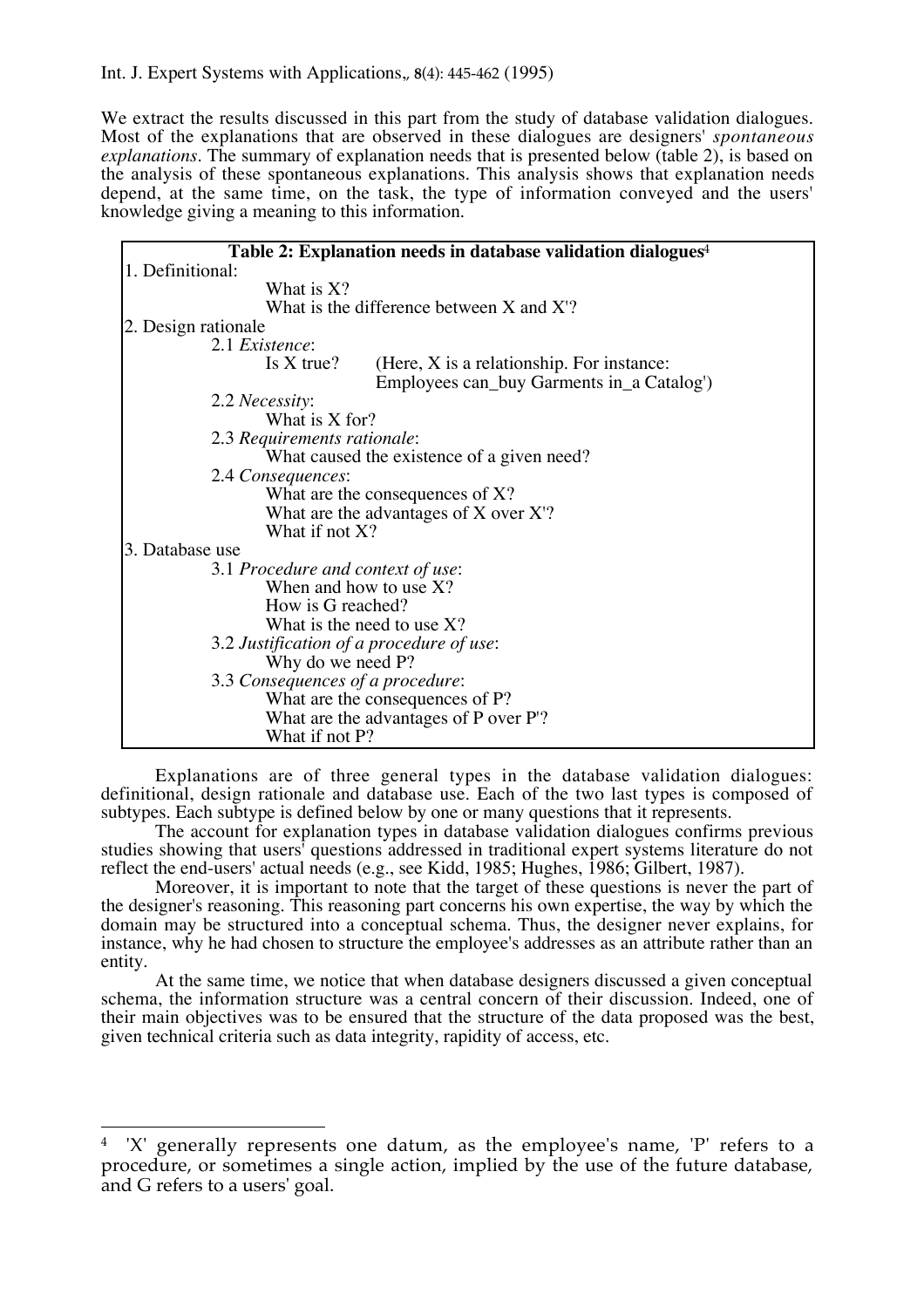We extract the results discussed in this part from the study of database validation dialogues. Most of the explanations that are observed in these dialogues are designers' *spontaneous explanations*. The summary of explanation needs that is presented below (table 2), is based on the analysis of these spontaneous explanations. This analysis shows that explanation needs depend, at the same time, on the task, the type of information conveyed and the users' knowledge giving a meaning to this information.

**Table 2: Explanation needs in database validation dialogues**[4]

1. Definitional:
   - What is X?
   - What is the difference between X and X'?
2. Design rationale
   - 2.1 *Existence*:
     - Is X true? (Here, X is a relationship. For instance: Employees can_buy Garments in_a Catalog')
   - 2.2 *Necessity*:
     - What is X for?
   - 2.3 *Requirements rationale*:
     - What caused the existence of a given need?
   - 2.4 *Consequences*:
     - What are the consequences of X?
     - What are the advantages of X over X'?
     - What if not X?
3. Database use
   - 3.1 *Procedure and context of use*:
     - When and how to use X?
     - How is G reached?
     - What is the need to use X?
   - 3.2 *Justification of a procedure of use*:
     - Why do we need P?
   - 3.3 *Consequences of a procedure*:
     - What are the consequences of P?
     - What are the advantages of P over P'?
     - What if not P?

Explanations are of three general types in the database validation dialogues: definitional, design rationale and database use. Each of the two last types is composed of subtypes. Each subtype is defined below by one or many questions that it represents.

The account for explanation types in database validation dialogues confirms previous studies showing that users' questions addressed in traditional expert systems literature do not reflect the end-users' actual needs (e.g., see Kidd, 1985; Hughes, 1986; Gilbert, 1987).

Moreover, it is important to note that the target of these questions is never the part of the designer's reasoning. This reasoning part concerns his own expertise, the way by which the domain may be structured into a conceptual schema. Thus, the designer never explains, for instance, why he had chosen to structure the employee's addresses as an attribute rather than an entity.

At the same time, we notice that when database designers discussed a given conceptual schema, the information structure was a central concern of their discussion. Indeed, one of their main objectives was to be ensured that the structure of the data proposed was the best, given technical criteria such as data integrity, rapidity of access, etc.

---

[4] 'X' generally represents one datum, as the employee's name, 'P' refers to a procedure, or sometimes a single action, implied by the use of the future database, and G refers to a users' goal.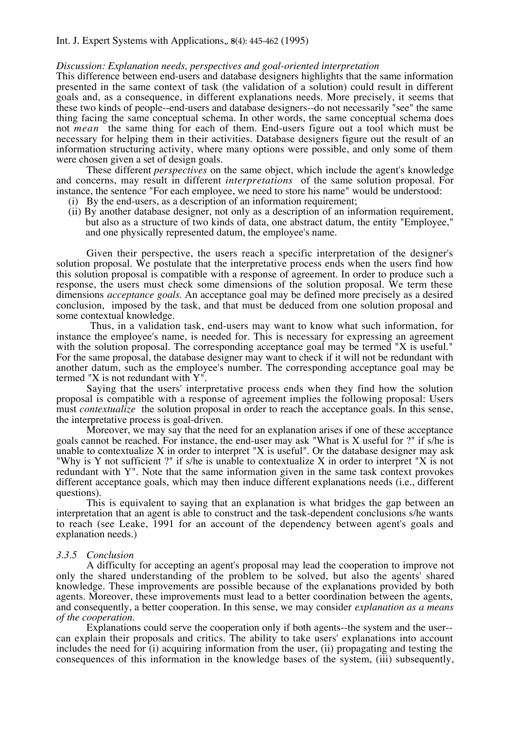*Discussion: Explanation needs, perspectives and goal-oriented interpretation*

This difference between end-users and database designers highlights that the same information presented in the same context of task (the validation of a solution) could result in different goals and, as a consequence, in different explanations needs. More precisely, it seems that these two kinds of people--end-users and database designers--do not necessarily "see" the same thing facing the same conceptual schema. In other words, the same conceptual schema does not *mean* the same thing for each of them. End-users figure out a tool which must be necessary for helping them in their activities. Database designers figure out the result of an information structuring activity, where many options were possible, and only some of them were chosen given a set of design goals.

These different *perspectives* on the same object, which include the agent's knowledge and concerns, may result in different *interpretations* of the same solution proposal. For instance, the sentence "For each employee, we need to store his name" would be understood:

(i) By the end-users, as a description of an information requirement;

(ii) By another database designer, not only as a description of an information requirement, but also as a structure of two kinds of data, one abstract datum, the entity "Employee," and one physically represented datum, the employee's name.

Given their perspective, the users reach a specific interpretation of the designer's solution proposal. We postulate that the interpretative process ends when the users find how this solution proposal is compatible with a response of agreement. In order to produce such a response, the users must check some dimensions of the solution proposal. We term these dimensions *acceptance goals.* An acceptance goal may be defined more precisely as a desired conclusion, imposed by the task, and that must be deduced from one solution proposal and some contextual knowledge.

Thus, in a validation task, end-users may want to know what such information, for instance the employee's name, is needed for. This is necessary for expressing an agreement with the solution proposal. The corresponding acceptance goal may be termed "X is useful." For the same proposal, the database designer may want to check if it will not be redundant with another datum, such as the employee's number. The corresponding acceptance goal may be termed "X is not redundant with Y".

Saying that the users' interpretative process ends when they find how the solution proposal is compatible with a response of agreement implies the following proposal: Users must *contextualize* the solution proposal in order to reach the acceptance goals. In this sense, the interpretative process is goal-driven.

Moreover, we may say that the need for an explanation arises if one of these acceptance goals cannot be reached. For instance, the end-user may ask "What is X useful for ?" if s/he is unable to contextualize X in order to interpret "X is useful". Or the database designer may ask "Why is Y not sufficient ?" if s/he is unable to contextualize X in order to interpret "X is not redundant with Y". Note that the same information given in the same task context provokes different acceptance goals, which may then induce different explanations needs (i.e., different questions).

This is equivalent to saying that an explanation is what bridges the gap between an interpretation that an agent is able to construct and the task-dependent conclusions s/he wants to reach (see Leake, 1991 for an account of the dependency between agent's goals and explanation needs.)

### *3.3.5 Conclusion*

A difficulty for accepting an agent's proposal may lead the cooperation to improve not only the shared understanding of the problem to be solved, but also the agents' shared knowledge. These improvements are possible because of the explanations provided by both agents. Moreover, these improvements must lead to a better coordination between the agents, and consequently, a better cooperation. In this sense, we may consider *explanation as a means of the cooperation*.

Explanations could serve the cooperation only if both agents--the system and the user--can explain their proposals and critics. The ability to take users' explanations into account includes the need for (i) acquiring information from the user, (ii) propagating and testing the consequences of this information in the knowledge bases of the system, (iii) subsequently,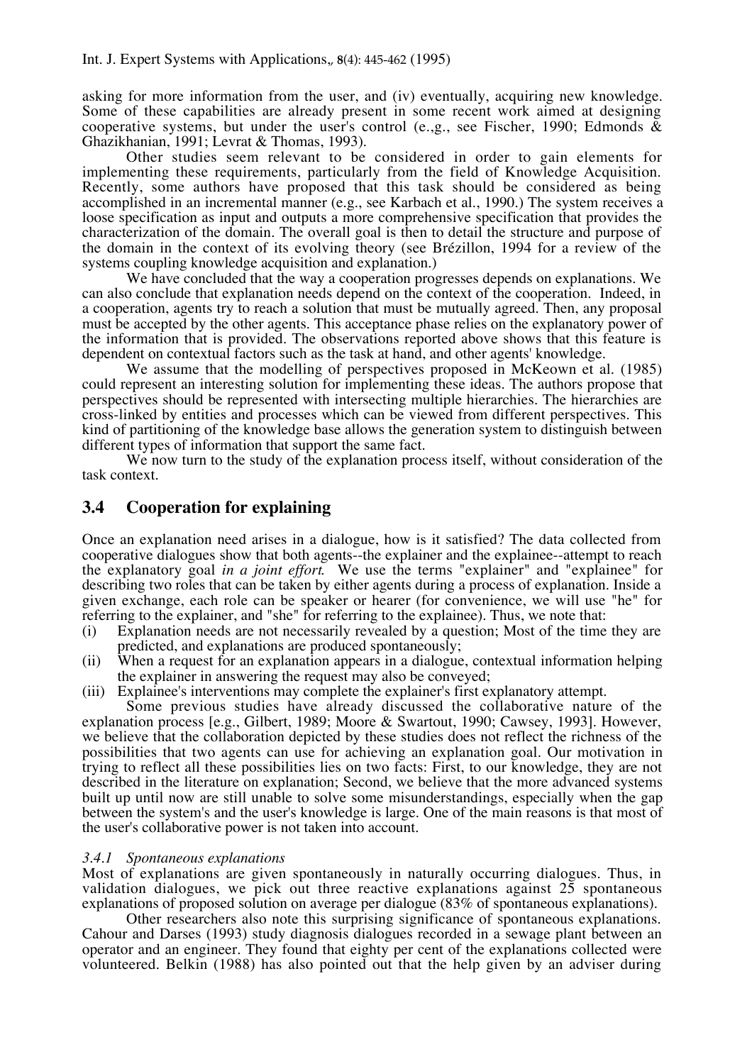asking for more information from the user, and (iv) eventually, acquiring new knowledge. Some of these capabilities are already present in some recent work aimed at designing cooperative systems, but under the user's control (e.,g., see Fischer, 1990; Edmonds & Ghazikhanian, 1991; Levrat & Thomas, 1993).

Other studies seem relevant to be considered in order to gain elements for implementing these requirements, particularly from the field of Knowledge Acquisition. Recently, some authors have proposed that this task should be considered as being accomplished in an incremental manner (e.g., see Karbach et al., 1990.) The system receives a loose specification as input and outputs a more comprehensive specification that provides the characterization of the domain. The overall goal is then to detail the structure and purpose of the domain in the context of its evolving theory (see Brézillon, 1994 for a review of the systems coupling knowledge acquisition and explanation.)

We have concluded that the way a cooperation progresses depends on explanations. We can also conclude that explanation needs depend on the context of the cooperation. Indeed, in a cooperation, agents try to reach a solution that must be mutually agreed. Then, any proposal must be accepted by the other agents. This acceptance phase relies on the explanatory power of the information that is provided. The observations reported above shows that this feature is dependent on contextual factors such as the task at hand, and other agents' knowledge.

We assume that the modelling of perspectives proposed in McKeown et al. (1985) could represent an interesting solution for implementing these ideas. The authors propose that perspectives should be represented with intersecting multiple hierarchies. The hierarchies are cross-linked by entities and processes which can be viewed from different perspectives. This kind of partitioning of the knowledge base allows the generation system to distinguish between different types of information that support the same fact.

We now turn to the study of the explanation process itself, without consideration of the task context.

## 3.4 Cooperation for explaining

Once an explanation need arises in a dialogue, how is it satisfied? The data collected from cooperative dialogues show that both agents--the explainer and the explainee--attempt to reach the explanatory goal *in a joint effort*. We use the terms "explainer" and "explainee" for describing two roles that can be taken by either agents during a process of explanation. Inside a given exchange, each role can be speaker or hearer (for convenience, we will use "he" for referring to the explainer, and "she" for referring to the explainee). Thus, we note that:

(i) Explanation needs are not necessarily revealed by a question; Most of the time they are predicted, and explanations are produced spontaneously;
(ii) When a request for an explanation appears in a dialogue, contextual information helping the explainer in answering the request may also be conveyed;
(iii) Explainee's interventions may complete the explainer's first explanatory attempt.

Some previous studies have already discussed the collaborative nature of the explanation process [e.g., Gilbert, 1989; Moore & Swartout, 1990; Cawsey, 1993]. However, we believe that the collaboration depicted by these studies does not reflect the richness of the possibilities that two agents can use for achieving an explanation goal. Our motivation in trying to reflect all these possibilities lies on two facts: First, to our knowledge, they are not described in the literature on explanation; Second, we believe that the more advanced systems built up until now are still unable to solve some misunderstandings, especially when the gap between the system's and the user's knowledge is large. One of the main reasons is that most of the user's collaborative power is not taken into account.

### *3.4.1 Spontaneous explanations*

Most of explanations are given spontaneously in naturally occurring dialogues. Thus, in validation dialogues, we pick out three reactive explanations against 25 spontaneous explanations of proposed solution on average per dialogue (83% of spontaneous explanations).

Other researchers also note this surprising significance of spontaneous explanations. Cahour and Darses (1993) study diagnosis dialogues recorded in a sewage plant between an operator and an engineer. They found that eighty per cent of the explanations collected were volunteered. Belkin (1988) has also pointed out that the help given by an adviser during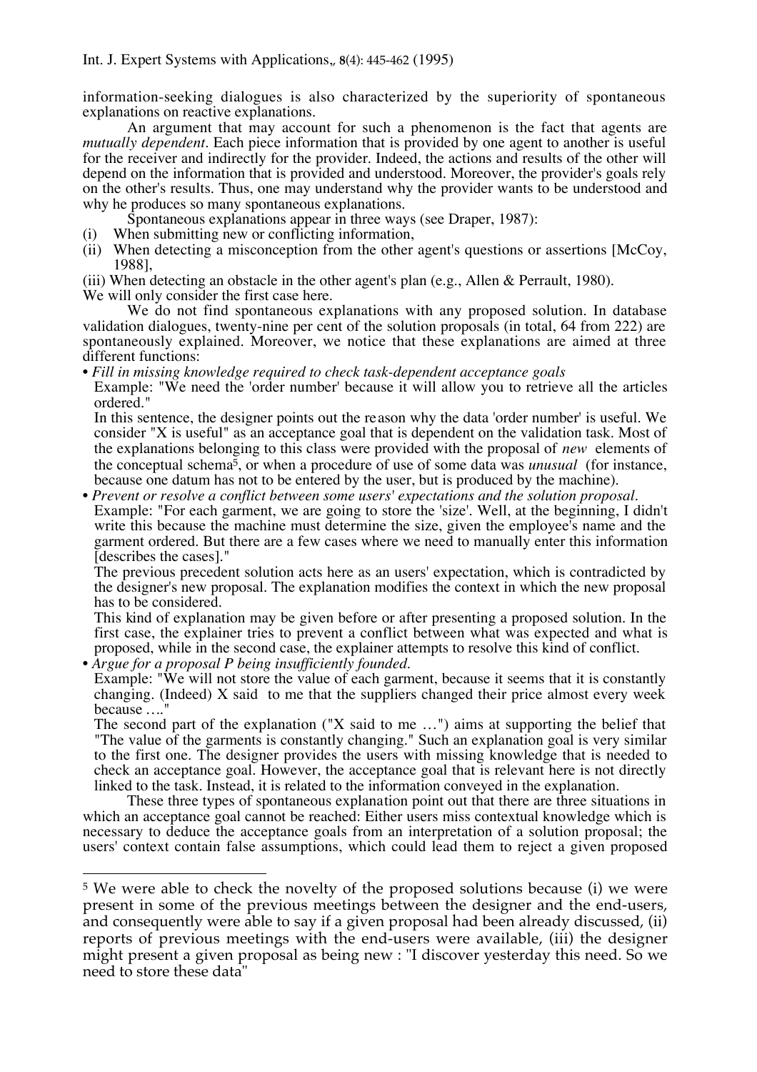information-seeking dialogues is also characterized by the superiority of spontaneous explanations on reactive explanations.

An argument that may account for such a phenomenon is the fact that agents are *mutually dependent*. Each piece information that is provided by one agent to another is useful for the receiver and indirectly for the provider. Indeed, the actions and results of the other will depend on the information that is provided and understood. Moreover, the provider's goals rely on the other's results. Thus, one may understand why the provider wants to be understood and why he produces so many spontaneous explanations.

Spontaneous explanations appear in three ways (see Draper, 1987):

(i) When submitting new or conflicting information,

(ii) When detecting a misconception from the other agent's questions or assertions [McCoy, 1988],

(iii) When detecting an obstacle in the other agent's plan (e.g., Allen & Perrault, 1980).

We will only consider the first case here.

We do not find spontaneous explanations with any proposed solution. In database validation dialogues, twenty-nine per cent of the solution proposals (in total, 64 from 222) are spontaneously explained. Moreover, we notice that these explanations are aimed at three different functions:

- *Fill in missing knowledge required to check task-dependent acceptance goals*
  Example: "We need the 'order number' because it will allow you to retrieve all the articles ordered."
  In this sentence, the designer points out the reason why the data 'order number' is useful. We consider "X is useful" as an acceptance goal that is dependent on the validation task. Most of the explanations belonging to this class were provided with the proposal of *new* elements of the conceptual schema[5], or when a procedure of use of some data was *unusual* (for instance, because one datum has not to be entered by the user, but is produced by the machine).
- *Prevent or resolve a conflict between some users' expectations and the solution proposal.*
  Example: "For each garment, we are going to store the 'size'. Well, at the beginning, I didn't write this because the machine must determine the size, given the employee's name and the garment ordered. But there are a few cases where we need to manually enter this information [describes the cases]."
  The previous precedent solution acts here as an users' expectation, which is contradicted by the designer's new proposal. The explanation modifies the context in which the new proposal has to be considered.
  This kind of explanation may be given before or after presenting a proposed solution. In the first case, the explainer tries to prevent a conflict between what was expected and what is proposed, while in the second case, the explainer attempts to resolve this kind of conflict.
- *Argue for a proposal P being insufficiently founded.*
  Example: "We will not store the value of each garment, because it seems that it is constantly changing. (Indeed) X said to me that the suppliers changed their price almost every week because …."
  The second part of the explanation ("X said to me …") aims at supporting the belief that "The value of the garments is constantly changing." Such an explanation goal is very similar to the first one. The designer provides the users with missing knowledge that is needed to check an acceptance goal. However, the acceptance goal that is relevant here is not directly linked to the task. Instead, it is related to the information conveyed in the explanation.

These three types of spontaneous explanation point out that there are three situations in which an acceptance goal cannot be reached: Either users miss contextual knowledge which is necessary to deduce the acceptance goals from an interpretation of a solution proposal; the users' context contain false assumptions, which could lead them to reject a given proposed

[5] We were able to check the novelty of the proposed solutions because (i) we were present in some of the previous meetings between the designer and the end-users, and consequently were able to say if a given proposal had been already discussed, (ii) reports of previous meetings with the end-users were available, (iii) the designer might present a given proposal as being new : "I discover yesterday this need. So we need to store these data"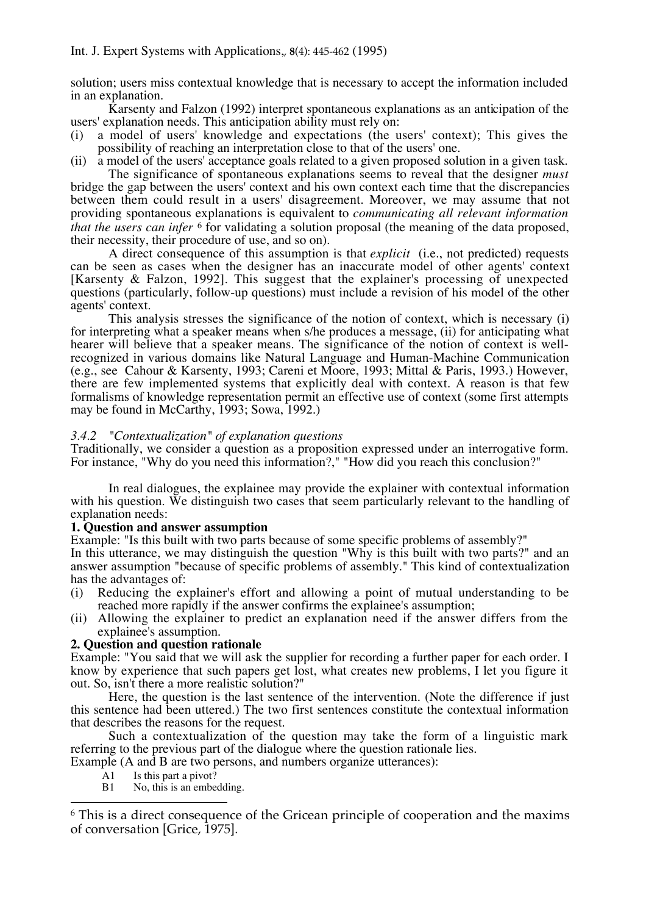solution; users miss contextual knowledge that is necessary to accept the information included in an explanation.

Karsenty and Falzon (1992) interpret spontaneous explanations as an anticipation of the users' explanation needs. This anticipation ability must rely on:

(i) a model of users' knowledge and expectations (the users' context); This gives the possibility of reaching an interpretation close to that of the users' one.
(ii) a model of the users' acceptance goals related to a given proposed solution in a given task.

The significance of spontaneous explanations seems to reveal that the designer *must* bridge the gap between the users' context and his own context each time that the discrepancies between them could result in a users' disagreement. Moreover, we may assume that not providing spontaneous explanations is equivalent to *communicating all relevant information that the users can infer* [6] for validating a solution proposal (the meaning of the data proposed, their necessity, their procedure of use, and so on).

A direct consequence of this assumption is that *explicit* (i.e., not predicted) requests can be seen as cases when the designer has an inaccurate model of other agents' context [Karsenty & Falzon, 1992]. This suggest that the explainer's processing of unexpected questions (particularly, follow-up questions) must include a revision of his model of the other agents' context.

This analysis stresses the significance of the notion of context, which is necessary (i) for interpreting what a speaker means when s/he produces a message, (ii) for anticipating what hearer will believe that a speaker means. The significance of the notion of context is well-recognized in various domains like Natural Language and Human-Machine Communication (e.g., see Cahour & Karsenty, 1993; Careni et Moore, 1993; Mittal & Paris, 1993.) However, there are few implemented systems that explicitly deal with context. A reason is that few formalisms of knowledge representation permit an effective use of context (some first attempts may be found in McCarthy, 1993; Sowa, 1992.)

### *3.4.2 "Contextualization" of explanation questions*

Traditionally, we consider a question as a proposition expressed under an interrogative form. For instance, "Why do you need this information?," "How did you reach this conclusion?"

In real dialogues, the explainee may provide the explainer with contextual information with his question. We distinguish two cases that seem particularly relevant to the handling of explanation needs:

**1. Question and answer assumption**

Example: "Is this built with two parts because of some specific problems of assembly?"

In this utterance, we may distinguish the question "Why is this built with two parts?" and an answer assumption "because of specific problems of assembly." This kind of contextualization has the advantages of:

(i) Reducing the explainer's effort and allowing a point of mutual understanding to be reached more rapidly if the answer confirms the explainee's assumption;
(ii) Allowing the explainer to predict an explanation need if the answer differs from the explainee's assumption.

**2. Question and question rationale**

Example: "You said that we will ask the supplier for recording a further paper for each order. I know by experience that such papers get lost, what creates new problems, I let you figure it out. So, isn't there a more realistic solution?"

Here, the question is the last sentence of the intervention. (Note the difference if just this sentence had been uttered.) The two first sentences constitute the contextual information that describes the reasons for the request.

Such a contextualization of the question may take the form of a linguistic mark referring to the previous part of the dialogue where the question rationale lies.

Example (A and B are two persons, and numbers organize utterances):

A1 Is this part a pivot?
B1 No, this is an embedding.

[6] This is a direct consequence of the Gricean principle of cooperation and the maxims of conversation [Grice, 1975].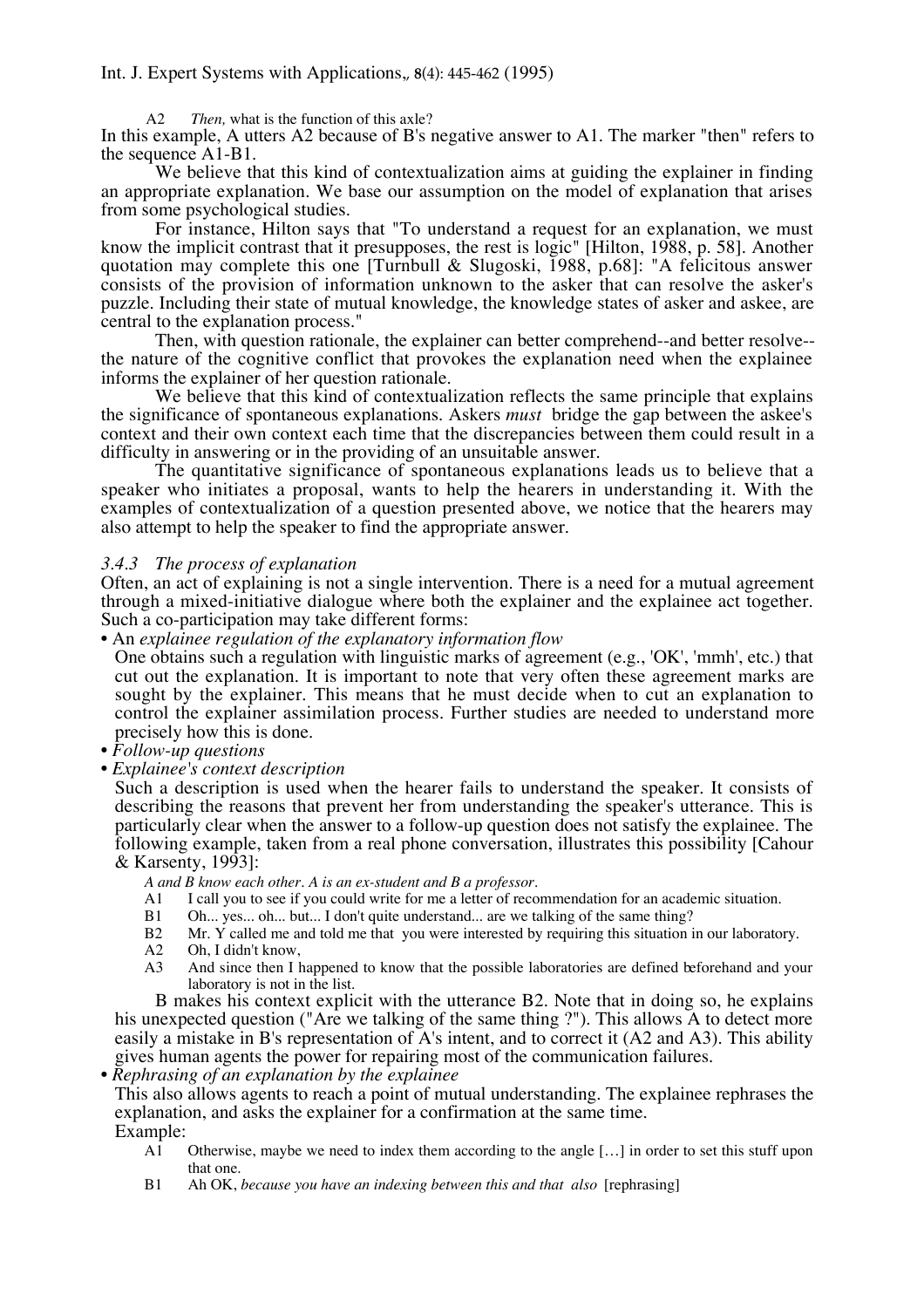A2 *Then,* what is the function of this axle?

In this example, A utters A2 because of B's negative answer to A1. The marker "then" refers to the sequence A1-B1.

We believe that this kind of contextualization aims at guiding the explainer in finding an appropriate explanation. We base our assumption on the model of explanation that arises from some psychological studies.

For instance, Hilton says that "To understand a request for an explanation, we must know the implicit contrast that it presupposes, the rest is logic" [Hilton, 1988, p. 58]. Another quotation may complete this one [Turnbull & Slugoski, 1988, p.68]: "A felicitous answer consists of the provision of information unknown to the asker that can resolve the asker's puzzle. Including their state of mutual knowledge, the knowledge states of asker and askee, are central to the explanation process."

Then, with question rationale, the explainer can better comprehend--and better resolve--the nature of the cognitive conflict that provokes the explanation need when the explainee informs the explainer of her question rationale.

We believe that this kind of contextualization reflects the same principle that explains the significance of spontaneous explanations. Askers *must* bridge the gap between the askee's context and their own context each time that the discrepancies between them could result in a difficulty in answering or in the providing of an unsuitable answer.

The quantitative significance of spontaneous explanations leads us to believe that a speaker who initiates a proposal, wants to help the hearers in understanding it. With the examples of contextualization of a question presented above, we notice that the hearers may also attempt to help the speaker to find the appropriate answer.

### *3.4.3 The process of explanation*

Often, an act of explaining is not a single intervention. There is a need for a mutual agreement through a mixed-initiative dialogue where both the explainer and the explainee act together. Such a co-participation may take different forms:

- An *explainee regulation of the explanatory information flow*

  One obtains such a regulation with linguistic marks of agreement (e.g., 'OK', 'mmh', etc.) that cut out the explanation. It is important to note that very often these agreement marks are sought by the explainer. This means that he must decide when to cut an explanation to control the explainer assimilation process. Further studies are needed to understand more precisely how this is done.

- *Follow-up questions*
- *Explainee's context description*

  Such a description is used when the hearer fails to understand the speaker. It consists of describing the reasons that prevent her from understanding the speaker's utterance. This is particularly clear when the answer to a follow-up question does not satisfy the explainee. The following example, taken from a real phone conversation, illustrates this possibility [Cahour & Karsenty, 1993]:

  *A and B know each other. A is an ex-student and B a professor.*

  A1 I call you to see if you could write for me a letter of recommendation for an academic situation.
  B1 Oh... yes... oh... but... I don't quite understand... are we talking of the same thing?
  B2 Mr. Y called me and told me that you were interested by requiring this situation in our laboratory.
  A2 Oh, I didn't know,
  A3 And since then I happened to know that the possible laboratories are defined beforehand and your laboratory is not in the list.

  B makes his context explicit with the utterance B2. Note that in doing so, he explains his unexpected question ("Are we talking of the same thing ?"). This allows A to detect more easily a mistake in B's representation of A's intent, and to correct it (A2 and A3). This ability gives human agents the power for repairing most of the communication failures.

- *Rephrasing of an explanation by the explainee*

  This also allows agents to reach a point of mutual understanding. The explainee rephrases the explanation, and asks the explainer for a confirmation at the same time.

  Example:

  A1 Otherwise, maybe we need to index them according to the angle […] in order to set this stuff upon that one.
  B1 Ah OK, *because you have an indexing between this and that also* [rephrasing]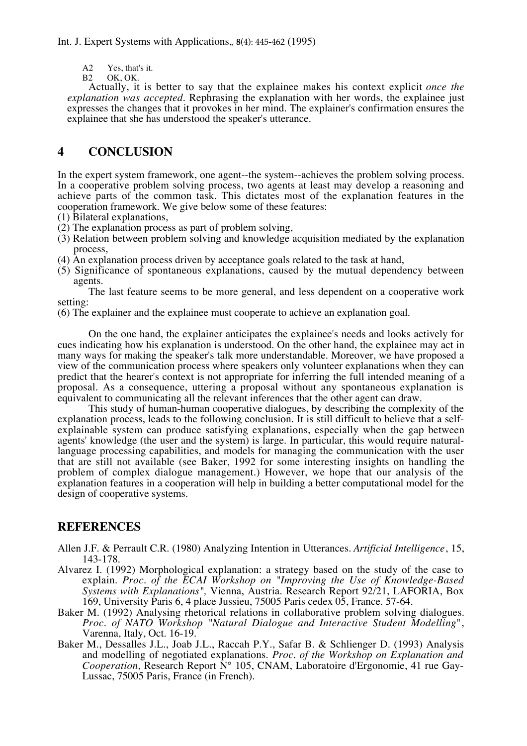A2 Yes, that's it.
B2 OK, OK.

Actually, it is better to say that the explainee makes his context explicit *once the explanation was accepted*. Rephrasing the explanation with her words, the explainee just expresses the changes that it provokes in her mind. The explainer's confirmation ensures the explainee that she has understood the speaker's utterance.

# 4 CONCLUSION

In the expert system framework, one agent--the system--achieves the problem solving process. In a cooperative problem solving process, two agents at least may develop a reasoning and achieve parts of the common task. This dictates most of the explanation features in the cooperation framework. We give below some of these features:

(1) Bilateral explanations,
(2) The explanation process as part of problem solving,
(3) Relation between problem solving and knowledge acquisition mediated by the explanation process,
(4) An explanation process driven by acceptance goals related to the task at hand,
(5) Significance of spontaneous explanations, caused by the mutual dependency between agents.

The last feature seems to be more general, and less dependent on a cooperative work setting:

(6) The explainer and the explainee must cooperate to achieve an explanation goal.

On the one hand, the explainer anticipates the explainee's needs and looks actively for cues indicating how his explanation is understood. On the other hand, the explainee may act in many ways for making the speaker's talk more understandable. Moreover, we have proposed a view of the communication process where speakers only volunteer explanations when they can predict that the hearer's context is not appropriate for inferring the full intended meaning of a proposal. As a consequence, uttering a proposal without any spontaneous explanation is equivalent to communicating all the relevant inferences that the other agent can draw.

This study of human-human cooperative dialogues, by describing the complexity of the explanation process, leads to the following conclusion. It is still difficult to believe that a self-explainable system can produce satisfying explanations, especially when the gap between agents' knowledge (the user and the system) is large. In particular, this would require natural-language processing capabilities, and models for managing the communication with the user that are still not available (see Baker, 1992 for some interesting insights on handling the problem of complex dialogue management.) However, we hope that our analysis of the explanation features in a cooperation will help in building a better computational model for the design of cooperative systems.

# REFERENCES

Allen J.F. & Perrault C.R. (1980) Analyzing Intention in Utterances. *Artificial Intelligence*, 15, 143-178.

Alvarez I. (1992) Morphological explanation: a strategy based on the study of the case to explain. *Proc. of the ECAI Workshop on "Improving the Use of Knowledge-Based Systems with Explanations"*, Vienna, Austria. Research Report 92/21, LAFORIA, Box 169, University Paris 6, 4 place Jussieu, 75005 Paris cedex 05, France. 57-64.

Baker M. (1992) Analysing rhetorical relations in collaborative problem solving dialogues. *Proc. of NATO Workshop "Natural Dialogue and Interactive Student Modelling"*, Varenna, Italy, Oct. 16-19.

Baker M., Dessalles J.L., Joab J.L., Raccah P.Y., Safar B. & Schlienger D. (1993) Analysis and modelling of negotiated explanations. *Proc. of the Workshop on Explanation and Cooperation*, Research Report N° 105, CNAM, Laboratoire d'Ergonomie, 41 rue Gay-Lussac, 75005 Paris, France (in French).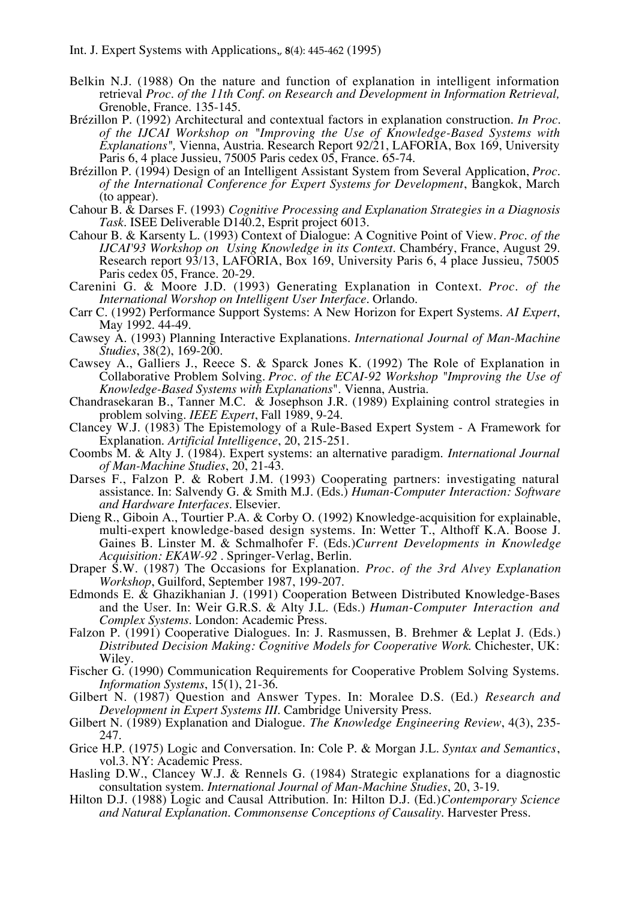Belkin N.J. (1988) On the nature and function of explanation in intelligent information retrieval *Proc. of the 11th Conf. on Research and Development in Information Retrieval,* Grenoble, France. 135-145.

Brézillon P. (1992) Architectural and contextual factors in explanation construction. *In Proc. of the IJCAI Workshop on "Improving the Use of Knowledge-Based Systems with Explanations",* Vienna, Austria. Research Report 92/21, LAFORIA, Box 169, University Paris 6, 4 place Jussieu, 75005 Paris cedex 05, France. 65-74.

Brézillon P. (1994) Design of an Intelligent Assistant System from Several Application, *Proc. of the International Conference for Expert Systems for Development*, Bangkok, March (to appear).

Cahour B. & Darses F. (1993) *Cognitive Processing and Explanation Strategies in a Diagnosis Task*. ISEE Deliverable D140.2, Esprit project 6013.

Cahour B. & Karsenty L. (1993) Context of Dialogue: A Cognitive Point of View. *Proc. of the IJCAI'93 Workshop on Using Knowledge in its Context*. Chambéry, France, August 29. Research report 93/13, LAFORIA, Box 169, University Paris 6, 4 place Jussieu, 75005 Paris cedex 05, France. 20-29.

Carenini G. & Moore J.D. (1993) Generating Explanation in Context. *Proc. of the International Worshop on Intelligent User Interface*. Orlando.

Carr C. (1992) Performance Support Systems: A New Horizon for Expert Systems. *AI Expert*, May 1992. 44-49.

Cawsey A. (1993) Planning Interactive Explanations. *International Journal of Man-Machine Studies*, 38(2), 169-200.

Cawsey A., Galliers J., Reece S. & Sparck Jones K. (1992) The Role of Explanation in Collaborative Problem Solving. *Proc. of the ECAI-92 Workshop "Improving the Use of Knowledge-Based Systems with Explanations"*. Vienna, Austria.

Chandrasekaran B., Tanner M.C. & Josephson J.R. (1989) Explaining control strategies in problem solving. *IEEE Expert*, Fall 1989, 9-24.

Clancey W.J. (1983) The Epistemology of a Rule-Based Expert System - A Framework for Explanation. *Artificial Intelligence*, 20, 215-251.

Coombs M. & Alty J. (1984). Expert systems: an alternative paradigm. *International Journal of Man-Machine Studies*, 20, 21-43.

Darses F., Falzon P. & Robert J.M. (1993) Cooperating partners: investigating natural assistance. In: Salvendy G. & Smith M.J. (Eds.) *Human-Computer Interaction: Software and Hardware Interfaces*. Elsevier.

Dieng R., Giboin A., Tourtier P.A. & Corby O. (1992) Knowledge-acquisition for explainable, multi-expert knowledge-based design systems. In: Wetter T., Althoff K.A. Boose J. Gaines B. Linster M. & Schmalhofer F. (Eds.)*Current Developments in Knowledge Acquisition: EKAW-92* . Springer-Verlag, Berlin.

Draper S.W. (1987) The Occasions for Explanation. *Proc. of the 3rd Alvey Explanation Workshop*, Guilford, September 1987, 199-207.

Edmonds E. & Ghazikhanian J. (1991) Cooperation Between Distributed Knowledge-Bases and the User. In: Weir G.R.S. & Alty J.L. (Eds.) *Human-Computer Interaction and Complex Systems*. London: Academic Press.

Falzon P. (1991) Cooperative Dialogues. In: J. Rasmussen, B. Brehmer & Leplat J. (Eds.) *Distributed Decision Making: Cognitive Models for Cooperative Work.* Chichester, UK: Wiley.

Fischer G. (1990) Communication Requirements for Cooperative Problem Solving Systems. *Information Systems*, 15(1), 21-36.

Gilbert N. (1987) Question and Answer Types. In: Moralee D.S. (Ed.) *Research and Development in Expert Systems III*. Cambridge University Press.

Gilbert N. (1989) Explanation and Dialogue. *The Knowledge Engineering Review*, 4(3), 235-247.

Grice H.P. (1975) Logic and Conversation. In: Cole P. & Morgan J.L. *Syntax and Semantics*, vol.3. NY: Academic Press.

Hasling D.W., Clancey W.J. & Rennels G. (1984) Strategic explanations for a diagnostic consultation system. *International Journal of Man-Machine Studies*, 20, 3-19.

Hilton D.J. (1988) Logic and Causal Attribution. In: Hilton D.J. (Ed.)*Contemporary Science and Natural Explanation. Commonsense Conceptions of Causality*. Harvester Press.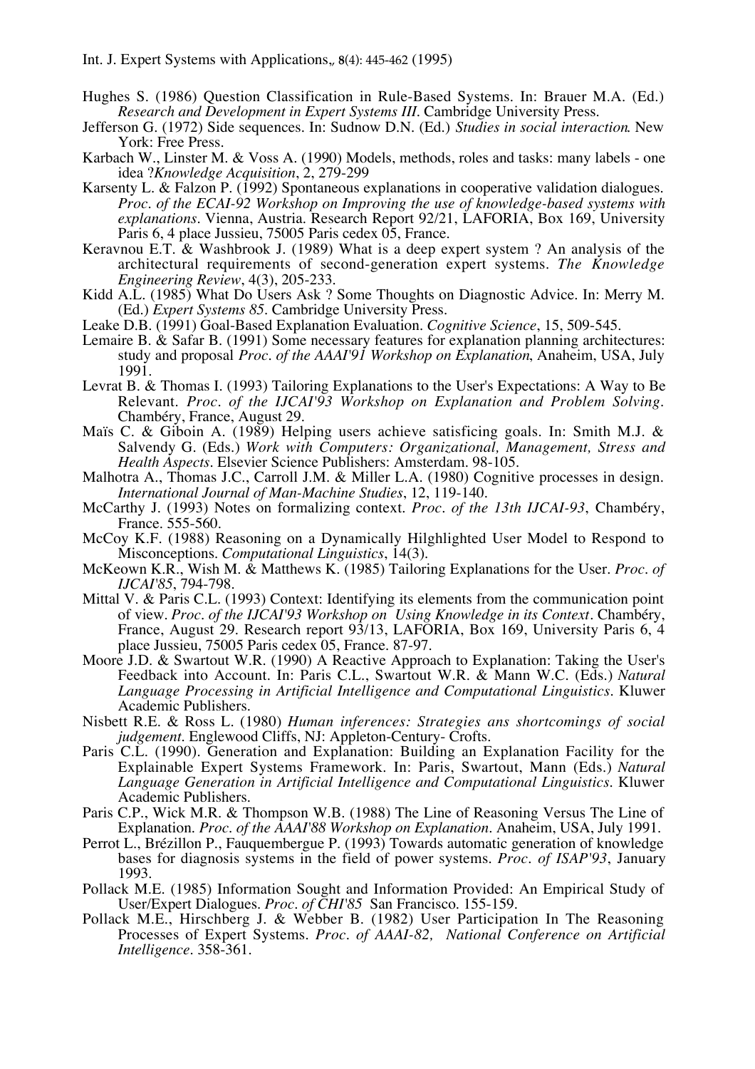Hughes S. (1986) Question Classification in Rule-Based Systems. In: Brauer M.A. (Ed.) *Research and Development in Expert Systems III*. Cambridge University Press.

Jefferson G. (1972) Side sequences. In: Sudnow D.N. (Ed.) *Studies in social interaction*. New York: Free Press.

Karbach W., Linster M. & Voss A. (1990) Models, methods, roles and tasks: many labels - one idea ?*Knowledge Acquisition*, 2, 279-299

Karsenty L. & Falzon P. (1992) Spontaneous explanations in cooperative validation dialogues. *Proc. of the ECAI-92 Workshop on Improving the use of knowledge-based systems with explanations*. Vienna, Austria. Research Report 92/21, LAFORIA, Box 169, University Paris 6, 4 place Jussieu, 75005 Paris cedex 05, France.

Keravnou E.T. & Washbrook J. (1989) What is a deep expert system ? An analysis of the architectural requirements of second-generation expert systems. *The Knowledge Engineering Review*, 4(3), 205-233.

Kidd A.L. (1985) What Do Users Ask ? Some Thoughts on Diagnostic Advice. In: Merry M. (Ed.) *Expert Systems 85*. Cambridge University Press.

Leake D.B. (1991) Goal-Based Explanation Evaluation. *Cognitive Science*, 15, 509-545.

Lemaire B. & Safar B. (1991) Some necessary features for explanation planning architectures: study and proposal *Proc. of the AAAI'91 Workshop on Explanation*, Anaheim, USA, July 1991.

Levrat B. & Thomas I. (1993) Tailoring Explanations to the User's Expectations: A Way to Be Relevant. *Proc. of the IJCAI'93 Workshop on Explanation and Problem Solving*. Chambéry, France, August 29.

Maïs C. & Giboin A. (1989) Helping users achieve satisficing goals. In: Smith M.J. & Salvendy G. (Eds.) *Work with Computers: Organizational, Management, Stress and Health Aspects*. Elsevier Science Publishers: Amsterdam. 98-105.

Malhotra A., Thomas J.C., Carroll J.M. & Miller L.A. (1980) Cognitive processes in design. *International Journal of Man-Machine Studies*, 12, 119-140.

McCarthy J. (1993) Notes on formalizing context. *Proc. of the 13th IJCAI-93*, Chambéry, France. 555-560.

McCoy K.F. (1988) Reasoning on a Dynamically Hilghlighted User Model to Respond to Misconceptions. *Computational Linguistics*, 14(3).

McKeown K.R., Wish M. & Matthews K. (1985) Tailoring Explanations for the User. *Proc. of IJCAI'85*, 794-798.

Mittal V. & Paris C.L. (1993) Context: Identifying its elements from the communication point of view. *Proc. of the IJCAI'93 Workshop on Using Knowledge in its Context*. Chambéry, France, August 29. Research report 93/13, LAFORIA, Box 169, University Paris 6, 4 place Jussieu, 75005 Paris cedex 05, France. 87-97.

Moore J.D. & Swartout W.R. (1990) A Reactive Approach to Explanation: Taking the User's Feedback into Account. In: Paris C.L., Swartout W.R. & Mann W.C. (Eds.) *Natural Language Processing in Artificial Intelligence and Computational Linguistics*. Kluwer Academic Publishers.

Nisbett R.E. & Ross L. (1980) *Human inferences: Strategies ans shortcomings of social judgement*. Englewood Cliffs, NJ: Appleton-Century- Crofts.

Paris C.L. (1990). Generation and Explanation: Building an Explanation Facility for the Explainable Expert Systems Framework. In: Paris, Swartout, Mann (Eds.) *Natural Language Generation in Artificial Intelligence and Computational Linguistics*. Kluwer Academic Publishers.

Paris C.P., Wick M.R. & Thompson W.B. (1988) The Line of Reasoning Versus The Line of Explanation. *Proc. of the AAAI'88 Workshop on Explanation*. Anaheim, USA, July 1991.

Perrot L., Brézillon P., Fauquembergue P. (1993) Towards automatic generation of knowledge bases for diagnosis systems in the field of power systems. *Proc. of ISAP'93*, January 1993.

Pollack M.E. (1985) Information Sought and Information Provided: An Empirical Study of User/Expert Dialogues. *Proc. of CHI'85* San Francisco. 155-159.

Pollack M.E., Hirschberg J. & Webber B. (1982) User Participation In The Reasoning Processes of Expert Systems. *Proc. of AAAI-82, National Conference on Artificial Intelligence*. 358-361.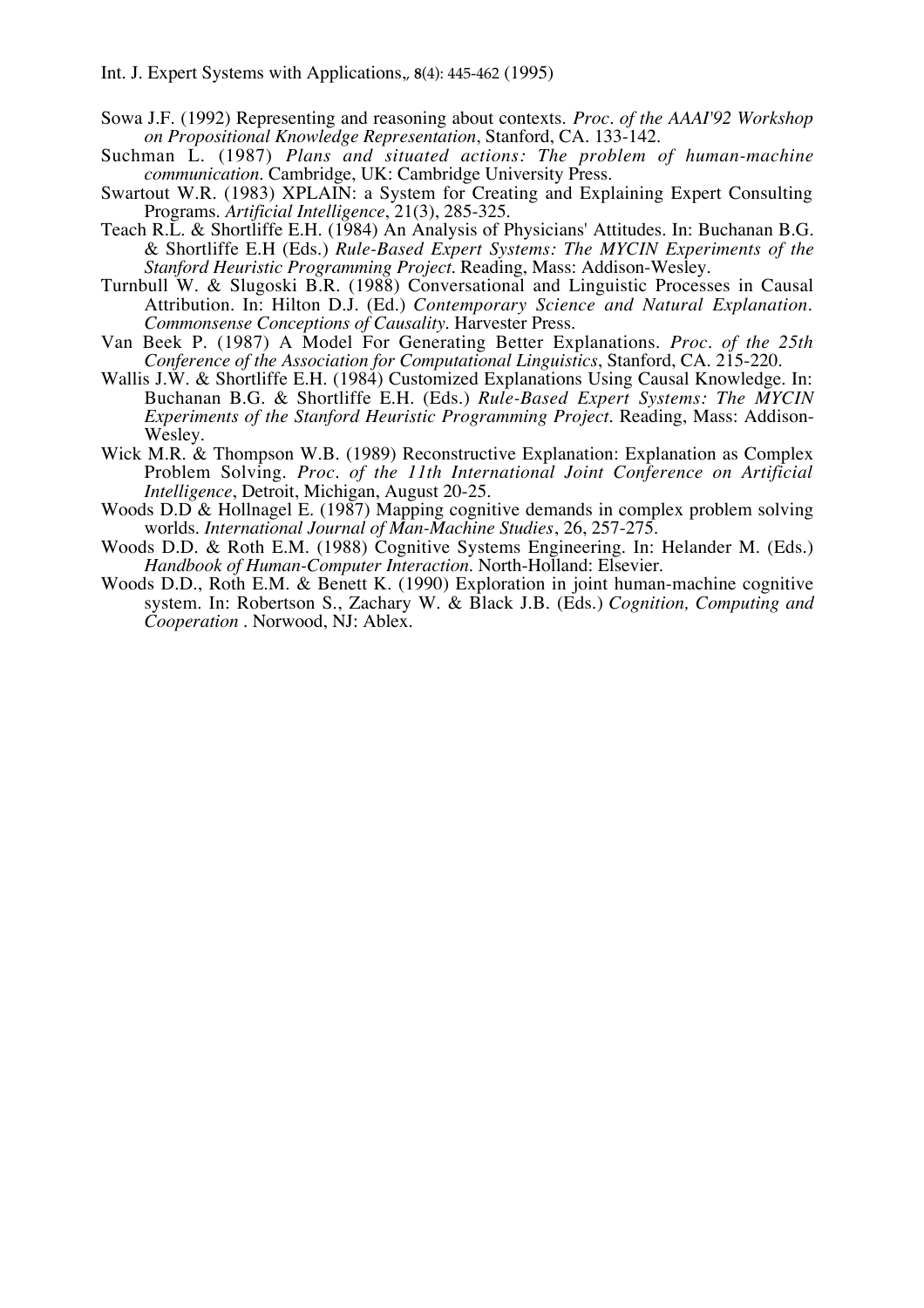Sowa J.F. (1992) Representing and reasoning about contexts. *Proc. of the AAAI'92 Workshop on Propositional Knowledge Representation*, Stanford, CA. 133-142.

Suchman L. (1987) *Plans and situated actions: The problem of human-machine communication*. Cambridge, UK: Cambridge University Press.

Swartout W.R. (1983) XPLAIN: a System for Creating and Explaining Expert Consulting Programs. *Artificial Intelligence*, 21(3), 285-325.

Teach R.L. & Shortliffe E.H. (1984) An Analysis of Physicians' Attitudes. In: Buchanan B.G. & Shortliffe E.H (Eds.) *Rule-Based Expert Systems: The MYCIN Experiments of the Stanford Heuristic Programming Project*. Reading, Mass: Addison-Wesley.

Turnbull W. & Slugoski B.R. (1988) Conversational and Linguistic Processes in Causal Attribution. In: Hilton D.J. (Ed.) *Contemporary Science and Natural Explanation. Commonsense Conceptions of Causality*. Harvester Press.

Van Beek P. (1987) A Model For Generating Better Explanations. *Proc. of the 25th Conference of the Association for Computational Linguistics*, Stanford, CA. 215-220.

Wallis J.W. & Shortliffe E.H. (1984) Customized Explanations Using Causal Knowledge. In: Buchanan B.G. & Shortliffe E.H. (Eds.) *Rule-Based Expert Systems: The MYCIN Experiments of the Stanford Heuristic Programming Project*. Reading, Mass: Addison-Wesley.

Wick M.R. & Thompson W.B. (1989) Reconstructive Explanation: Explanation as Complex Problem Solving. *Proc. of the 11th International Joint Conference on Artificial Intelligence*, Detroit, Michigan, August 20-25.

Woods D.D & Hollnagel E. (1987) Mapping cognitive demands in complex problem solving worlds. *International Journal of Man-Machine Studies*, 26, 257-275.

Woods D.D. & Roth E.M. (1988) Cognitive Systems Engineering. In: Helander M. (Eds.) *Handbook of Human-Computer Interaction*. North-Holland: Elsevier.

Woods D.D., Roth E.M. & Benett K. (1990) Exploration in joint human-machine cognitive system. In: Robertson S., Zachary W. & Black J.B. (Eds.) *Cognition, Computing and Cooperation* . Norwood, NJ: Ablex.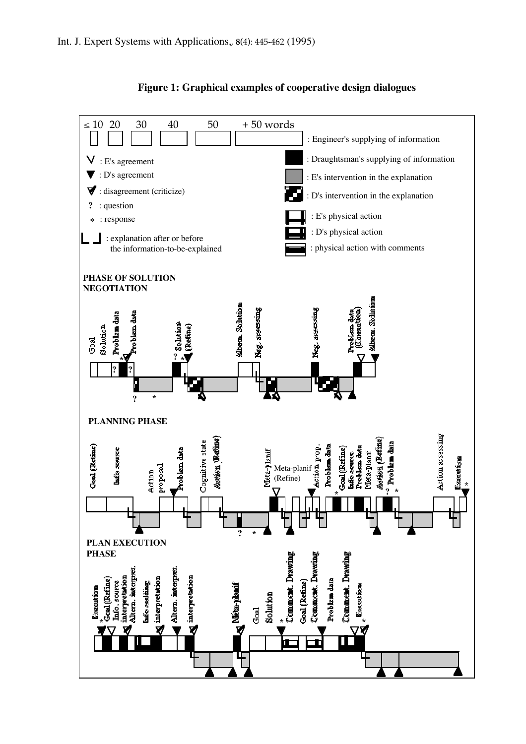**Figure 1: Graphical examples of cooperative design dialogues**

≤ 10 20 30 40 50 + 50 words

: Engineer's supplying of information

: Draughtsman's supplying of information

: E's intervention in the explanation

: D's intervention in the explanation

: E's physical action

: D's physical action

: physical action with comments

: E's agreement

: D's agreement

: disagreement (criticize)

? : question

* : response

: explanation after or before the information-to-be-explained

PHASE OF SOLUTION NEGOTIATION

Goal Solution Problem data Problem data Solution (Refine) Altern. Solution Neg. assessing Neg. assessing Problem data (Correction) Altern. Solution

PLANNING PHASE

Goal (Refine) Info source Action proposal Problem data Cognitive state Action (Refine) Meta-planif Meta-planif (Refine) Action prop. Problem data Goal (Refine) Info source Problem data Meta-planif Action (Refine) Problem data Action assessing Execution

PLAN EXECUTION PHASE

Execution Goal (Refine) Info. source interpretation Altern. interpret. Info seeking interpretation Altern. interpret. interpretation Meta-planif Goal Solution Comment. Drawing Goal (Refine) Comment. Drawing Problem data Comment. Drawing Execution